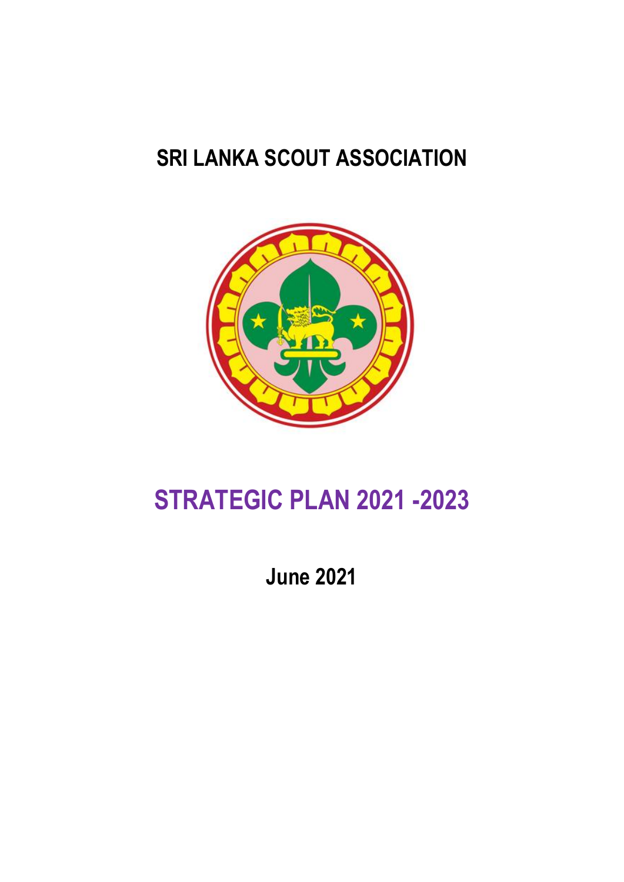# SRI LANKA SCOUT ASSOCIATION

# STRATEGIC PLAN 2021 -2023

**June 2021**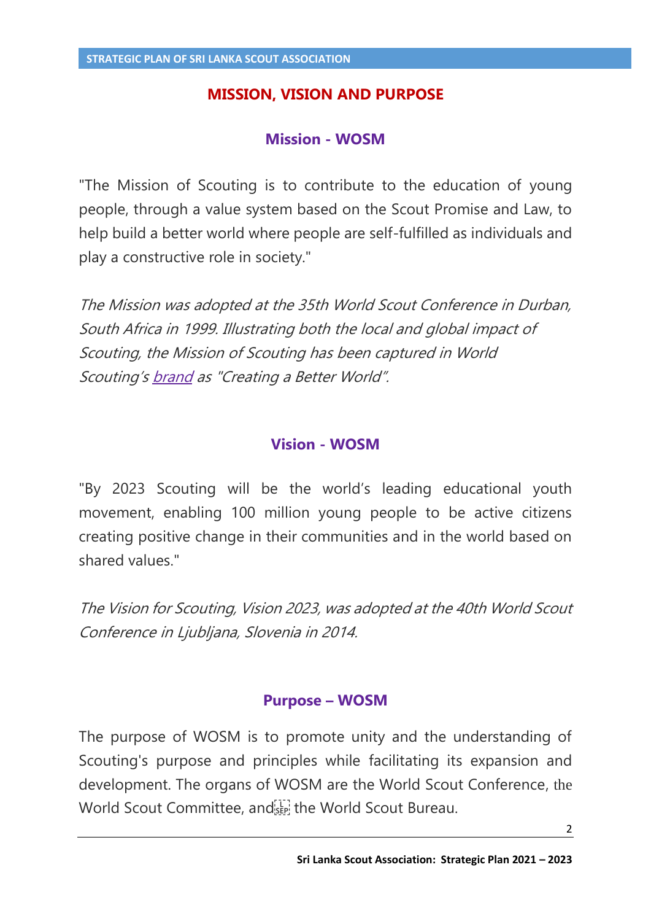# MISSION, VISION AND PURPOSE

## Mission - WOSM

"The Mission of Scouting is to contribute to the education of young people, through a value system based on the Scout Promise and Law, to help build a better world where people are self-fulfilled as individuals and play a constructive role in society."

*The Mission was adopted at the 35th World Scout Conference in Durban, South Africa in 1999. Illustrating both the local and global impact of Scouting, the Mission of Scouting has been captured in World Scouting's brand as "Creating a Better World".*

## Vision - WOSM

"By 2023 Scouting will be the world's leading educational youth movement, enabling 100 million young people to be active citizens creating positive change in their communities and in the world based on shared values."

*The Vision for Scouting, Vision 2023, was adopted at the 40th World Scout Conference in Ljubljana, Slovenia in 2014.*

## Purpose – WOSM

The purpose of WOSM is to promote unity and the understanding of Scouting's purpose and principles while facilitating its expansion and development. The organs of WOSM are the World Scout Conference, the World Scout Committee, and the World Scout Bureau.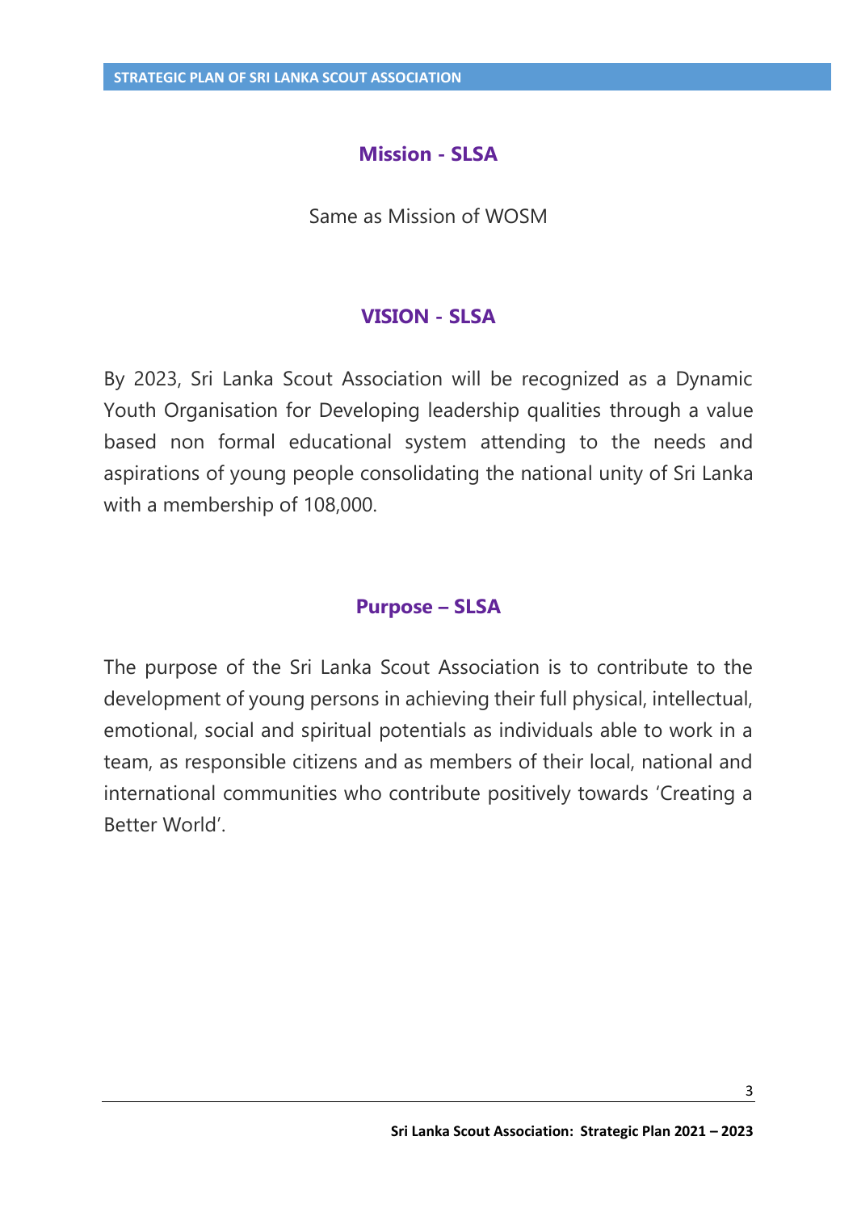## Mission - SLSA

Same as Mission of WOSM

## VISION - SLSA

By 2023, Sri Lanka Scout Association will be recognized as a Dynamic Youth Organisation for Developing leadership qualities through a value based non formal educational system attending to the needs and aspirations of young people consolidating the national unity of Sri Lanka with a membership of 108,000.

## Purpose – SLSA

The purpose of the Sri Lanka Scout Association is to contribute to the development of young persons in achieving their full physical, intellectual, emotional, social and spiritual potentials as individuals able to work in a team, as responsible citizens and as members of their local, national and international communities who contribute positively towards 'Creating a Better World'.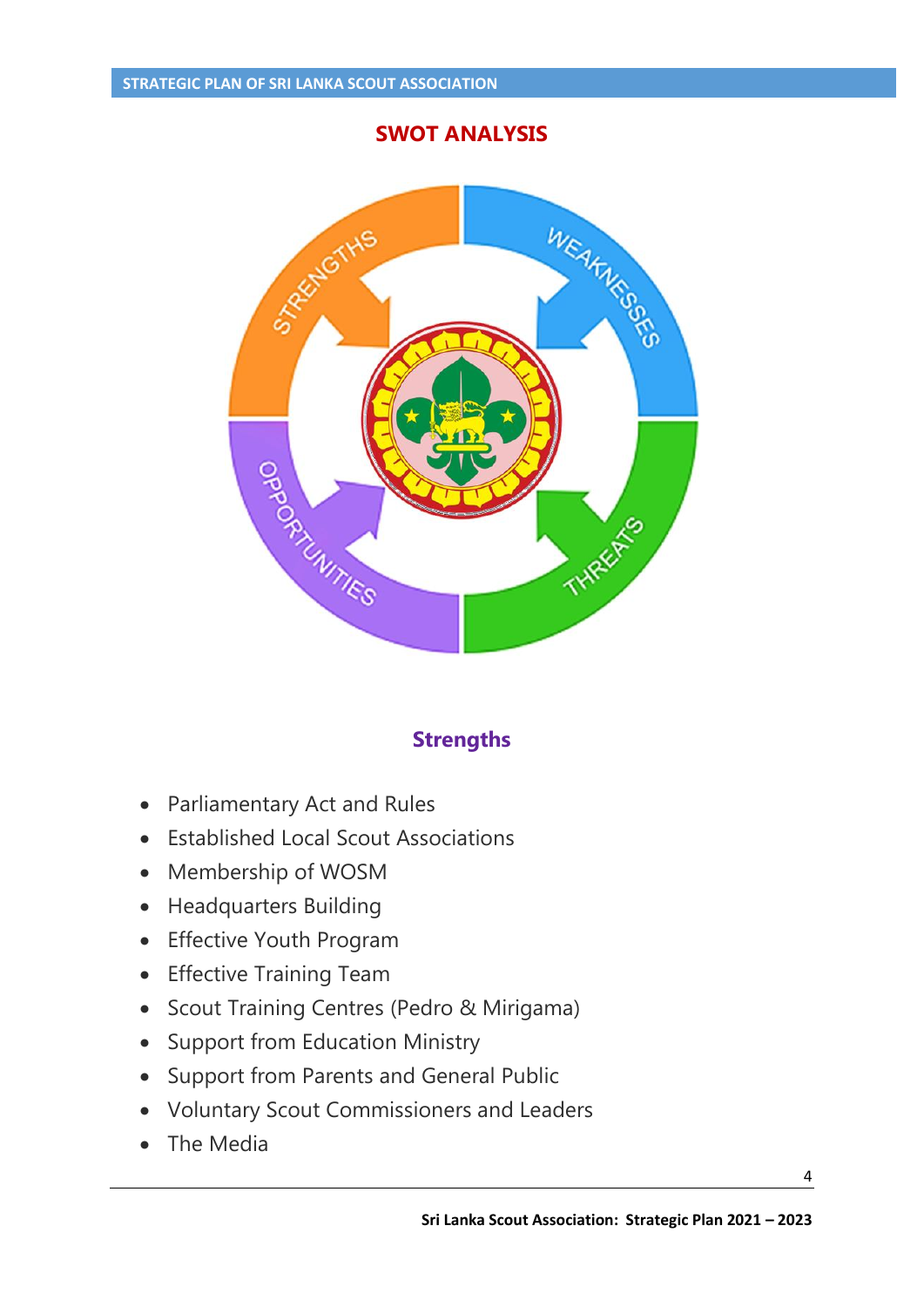# SWOT ANALYSIS

STRENGTHS

WEAKNESSES

OPPORTUNITIES

THREATS

## Strengths

- Parliamentary Act and Rules
- Established Local Scout Associations
- Membership of WOSM
- Headquarters Building
- Effective Youth Program
- Effective Training Team
- Scout Training Centres (Pedro & Mirigama)
- Support from Education Ministry
- Support from Parents and General Public
- Voluntary Scout Commissioners and Leaders
- The Media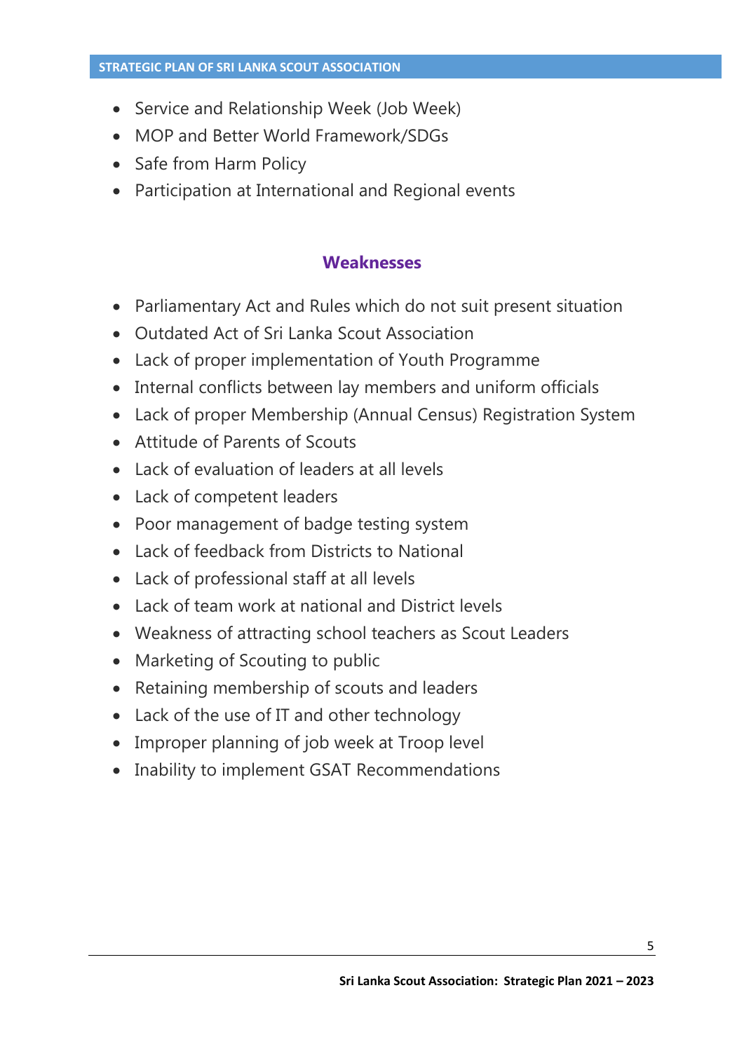- Service and Relationship Week (Job Week)
- MOP and Better World Framework/SDGs
- Safe from Harm Policy
- Participation at International and Regional events

### Weaknesses

- Parliamentary Act and Rules which do not suit present situation
- Outdated Act of Sri Lanka Scout Association
- Lack of proper implementation of Youth Programme
- Internal conflicts between lay members and uniform officials
- Lack of proper Membership (Annual Census) Registration System
- Attitude of Parents of Scouts
- Lack of evaluation of leaders at all levels
- Lack of competent leaders
- Poor management of badge testing system
- Lack of feedback from Districts to National
- Lack of professional staff at all levels
- Lack of team work at national and District levels
- Weakness of attracting school teachers as Scout Leaders
- Marketing of Scouting to public
- Retaining membership of scouts and leaders
- Lack of the use of IT and other technology
- Improper planning of job week at Troop level
- Inability to implement GSAT Recommendations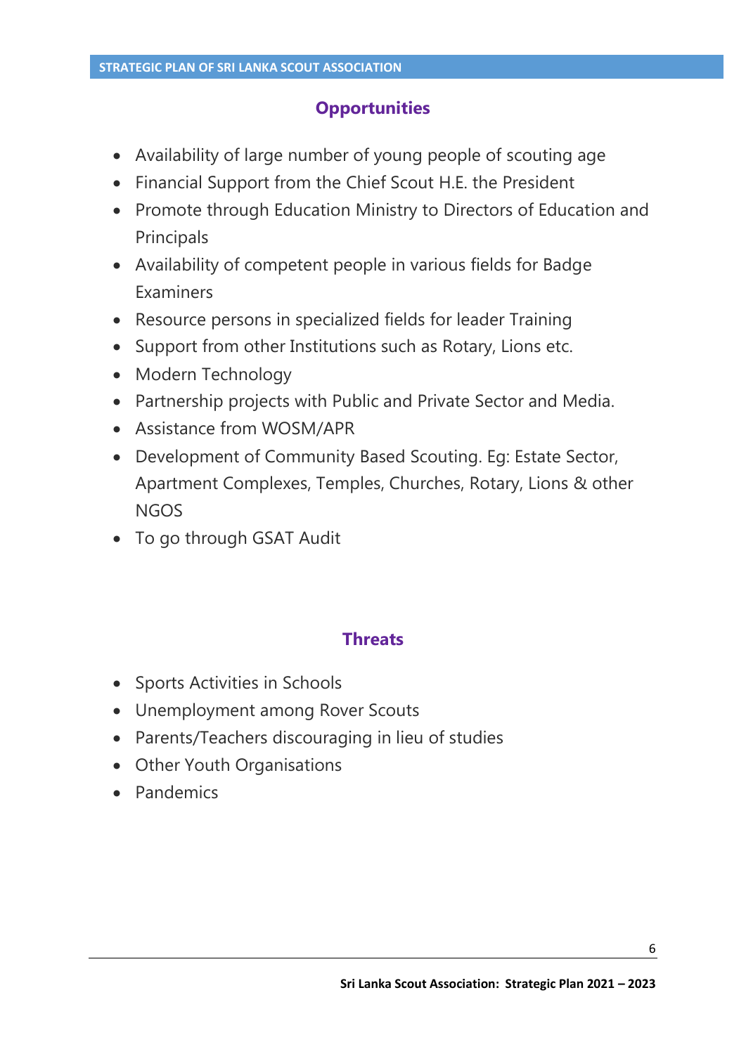## Opportunities

- Availability of large number of young people of scouting age
- Financial Support from the Chief Scout H.E. the President
- Promote through Education Ministry to Directors of Education and Principals
- Availability of competent people in various fields for Badge Examiners
- Resource persons in specialized fields for leader Training
- Support from other Institutions such as Rotary, Lions etc.
- Modern Technology
- Partnership projects with Public and Private Sector and Media.
- Assistance from WOSM/APR
- Development of Community Based Scouting. Eg: Estate Sector, Apartment Complexes, Temples, Churches, Rotary, Lions & other NGOS
- To go through GSAT Audit

## Threats

- Sports Activities in Schools
- Unemployment among Rover Scouts
- Parents/Teachers discouraging in lieu of studies
- Other Youth Organisations
- Pandemics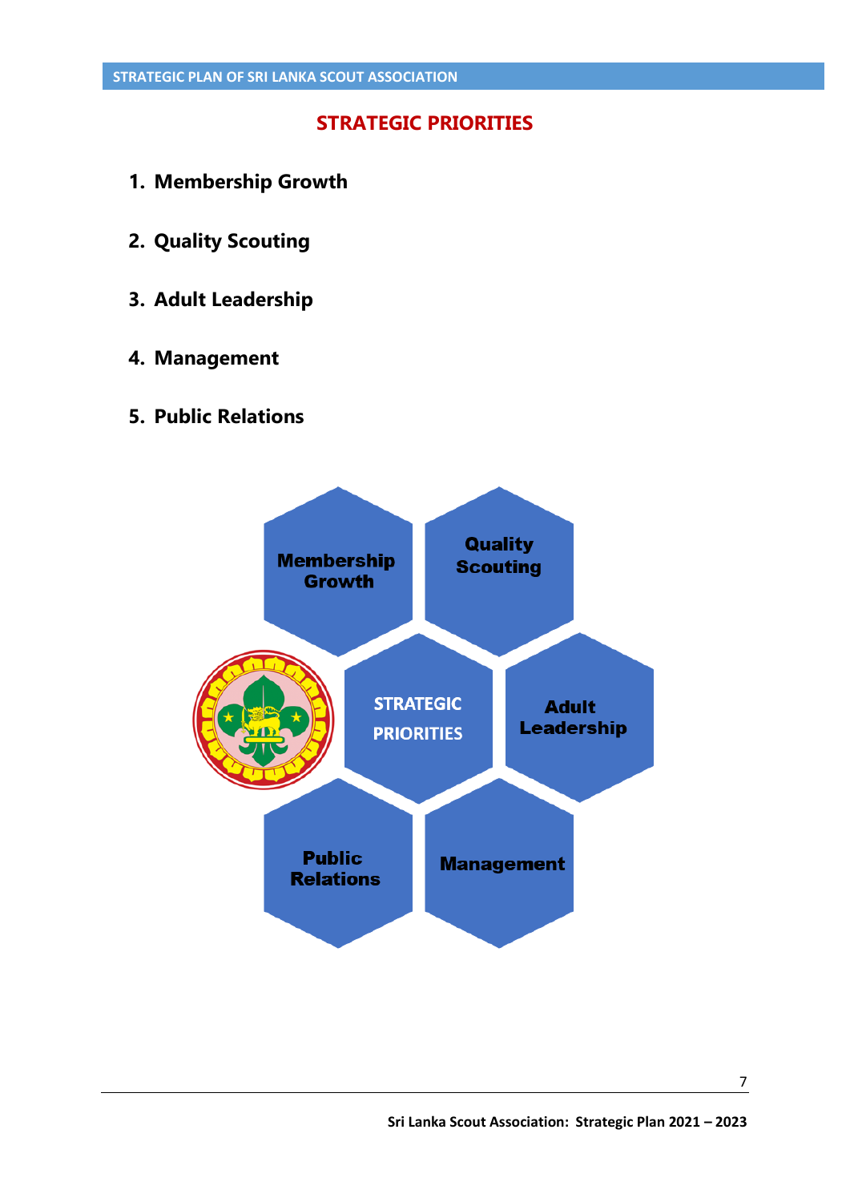# STRATEGIC PRIORITIES

1. **Membership Growth**
2. **Quality Scouting**
3. **Adult Leadership**
4. **Management**
5. **Public Relations**

Membership Growth

Quality Scouting

STRATEGIC PRIORITIES

Adult Leadership

Public Relations

Management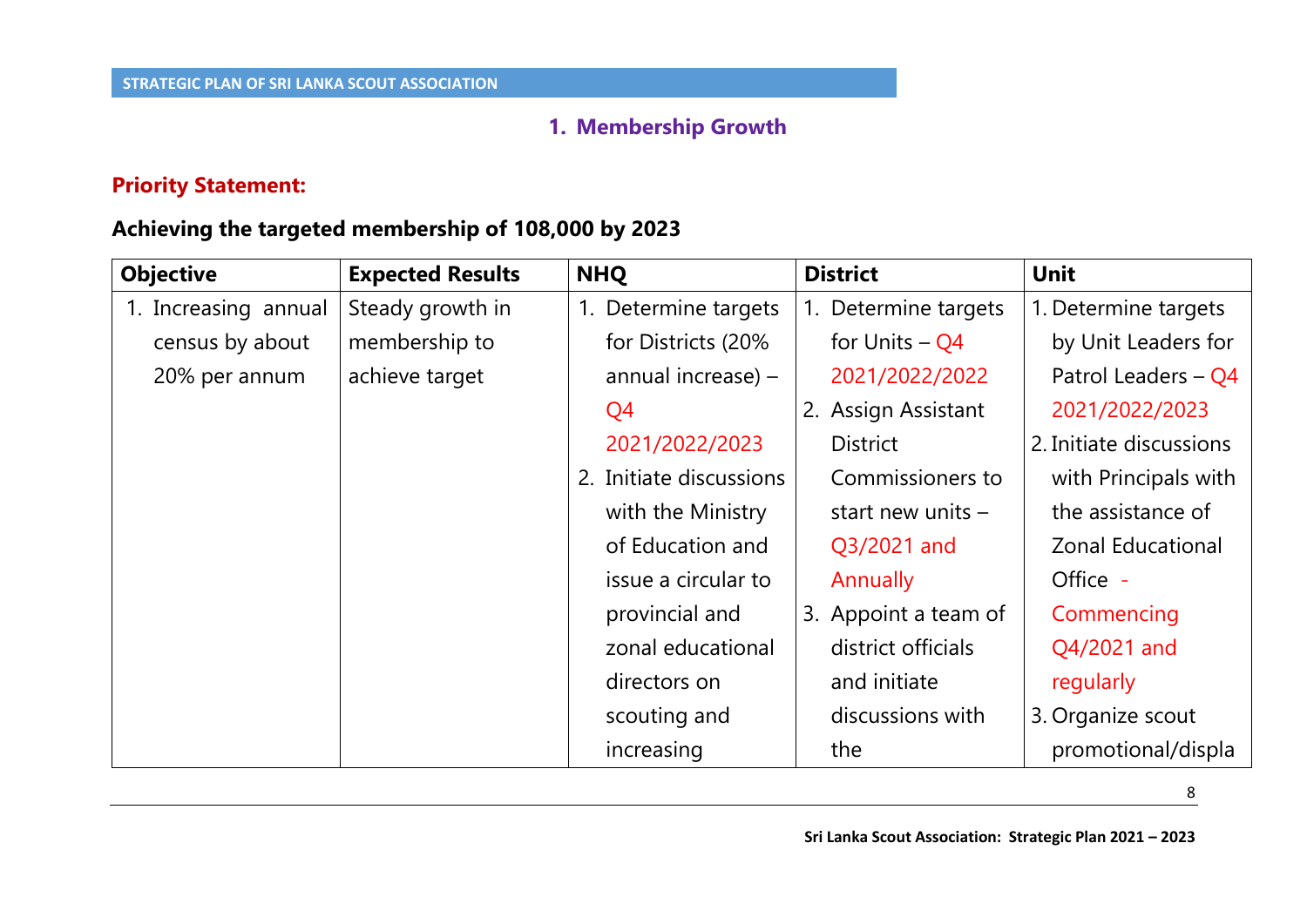## 1. Membership Growth

**Priority Statement:**

**Achieving the targeted membership of 108,000 by 2023**

| Objective | Expected Results | NHQ | District | Unit |
|---|---|---|---|---|
| 1. Increasing annual census by about 20% per annum | Steady growth in membership to achieve target | 1. Determine targets for Districts (20% annual increase) – Q4 2021/2022/2023<br>2. Initiate discussions with the Ministry of Education and issue a circular to provincial and zonal educational directors on scouting and increasing | 1. Determine targets for Units – Q4 2021/2022/2022<br>2. Assign Assistant District Commissioners to start new units – Q3/2021 and Annually<br>3. Appoint a team of district officials and initiate discussions with the | 1. Determine targets by Unit Leaders for Patrol Leaders – Q4 2021/2022/2023<br>2. Initiate discussions with Principals with the assistance of Zonal Educational Office - Commencing Q4/2021 and regularly<br>3. Organize scout promotional/displa |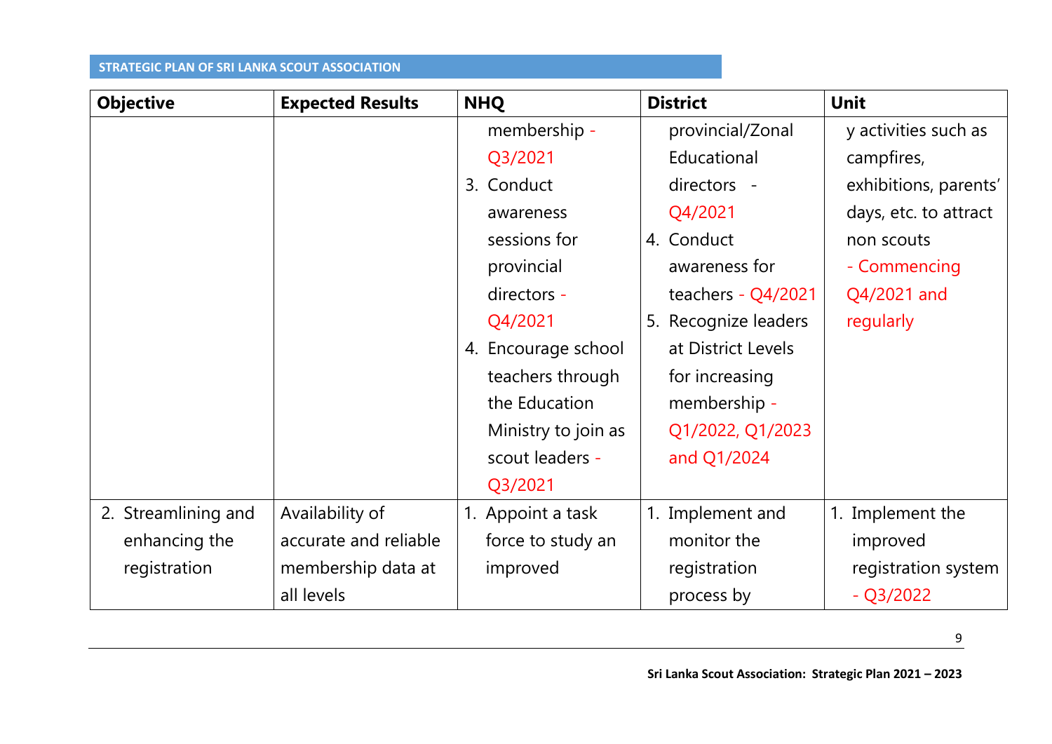| Objective | Expected Results | NHQ | District | Unit |
|---|---|---|---|---|
| | | membership - Q3/2021<br>3. Conduct awareness sessions for provincial directors - Q4/2021<br>4. Encourage school teachers through the Education Ministry to join as scout leaders - Q3/2021 | provincial/Zonal Educational directors - Q4/2021<br>4. Conduct awareness for teachers - Q4/2021<br>5. Recognize leaders at District Levels for increasing membership - Q1/2022, Q1/2023 and Q1/2024 | y activities such as campfires, exhibitions, parents' days, etc. to attract non scouts - Commencing Q4/2021 and regularly |
| 2. Streamlining and enhancing the registration | Availability of accurate and reliable membership data at all levels | 1. Appoint a task force to study an improved | 1. Implement and monitor the registration process by | 1. Implement the improved registration system - Q3/2022 |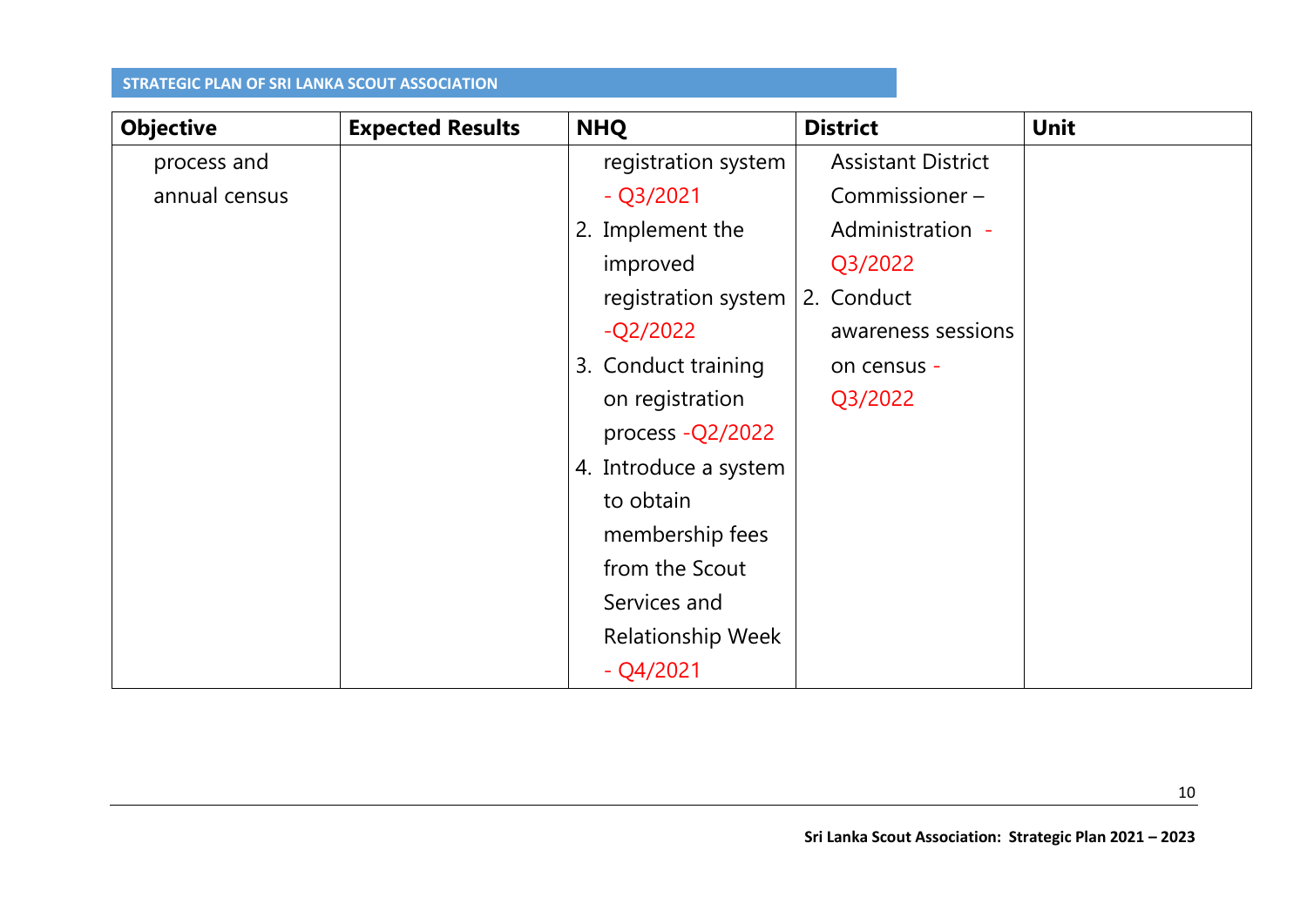| Objective | Expected Results | NHQ | District | Unit |
| --- | --- | --- | --- | --- |
| process and annual census | | registration system - Q3/2021<br>2. Implement the improved registration system -Q2/2022<br>3. Conduct training on registration process -Q2/2022<br>4. Introduce a system to obtain membership fees from the Scout Services and Relationship Week - Q4/2021 | Assistant District Commissioner – Administration - Q3/2022<br>2. Conduct awareness sessions on census - Q3/2022 | |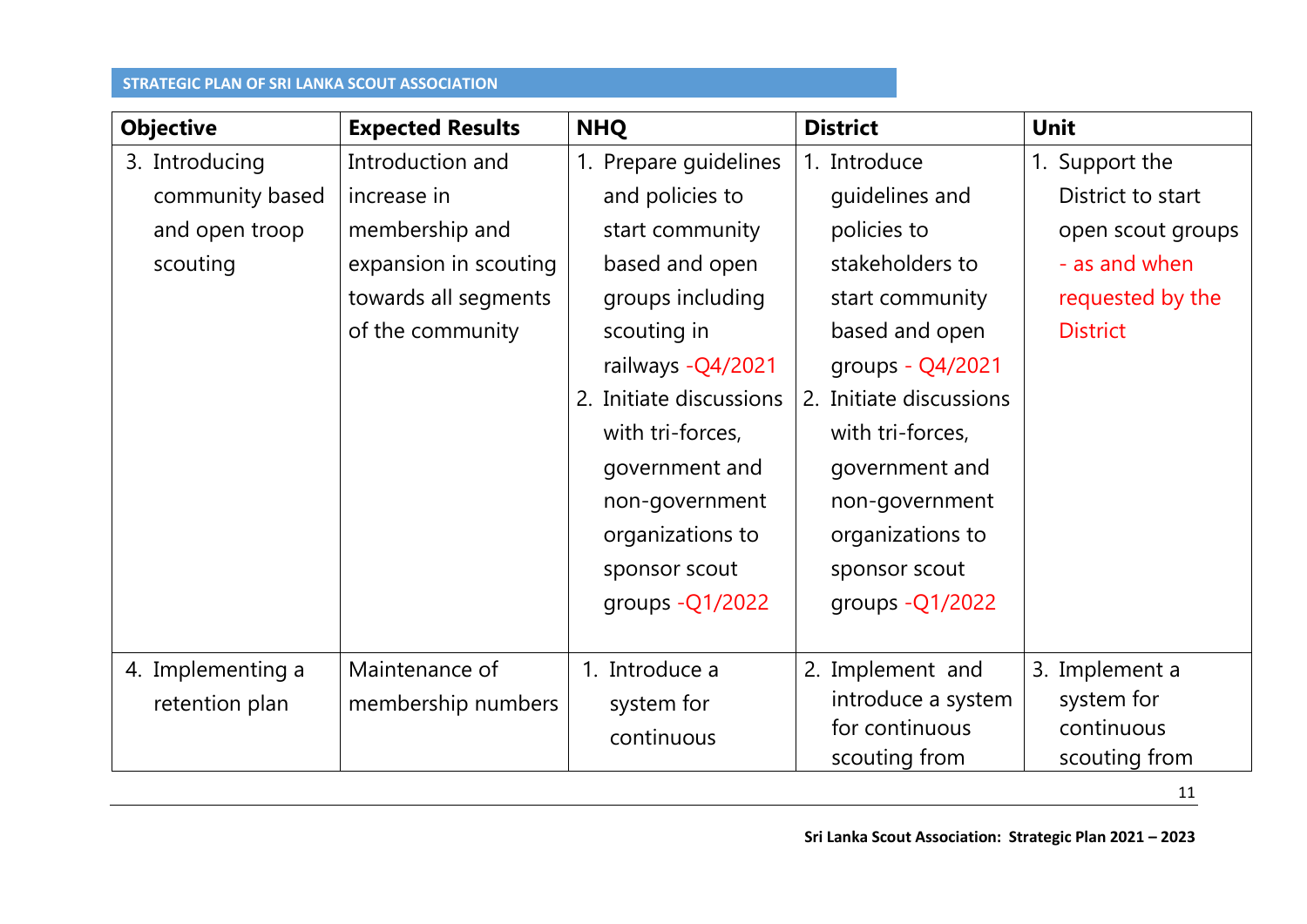STRATEGIC PLAN OF SRI LANKA SCOUT ASSOCIATION

| Objective | Expected Results | NHQ | District | Unit |
|---|---|---|---|---|
| 3. Introducing community based and open troop scouting | Introduction and increase in membership and expansion in scouting towards all segments of the community | 1. Prepare guidelines and policies to start community based and open groups including scouting in railways -Q4/2021<br>2. Initiate discussions with tri-forces, government and non-government organizations to sponsor scout groups -Q1/2022 | 1. Introduce guidelines and policies to stakeholders to start community based and open groups - Q4/2021<br>2. Initiate discussions with tri-forces, government and non-government organizations to sponsor scout groups -Q1/2022 | 1. Support the District to start open scout groups - as and when requested by the District |
| 4. Implementing a retention plan | Maintenance of membership numbers | 1. Introduce a system for continuous | 2. Implement and introduce a system for continuous scouting from | 3. Implement a system for continuous scouting from |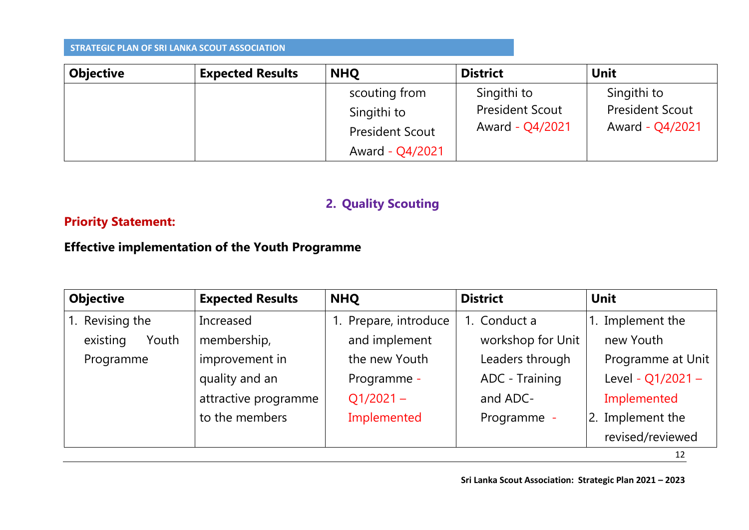| Objective | Expected Results | NHQ | District | Unit |
|---|---|---|---|---|
| | | scouting from Singithi to President Scout Award - Q4/2021 | Singithi to President Scout Award - Q4/2021 | Singithi to President Scout Award - Q4/2021 |

## 2. Quality Scouting

**Priority Statement:**

**Effective implementation of the Youth Programme**

| Objective | Expected Results | NHQ | District | Unit |
|---|---|---|---|---|
| 1. Revising the existing Youth Programme | Increased membership, improvement in quality and an attractive programme to the members | 1. Prepare, introduce and implement the new Youth Programme - Q1/2021 – Implemented | 1. Conduct a workshop for Unit Leaders through ADC - Training and ADC-Programme - | 1. Implement the new Youth Programme at Unit Level - Q1/2021 – Implemented<br>2. Implement the revised/reviewed |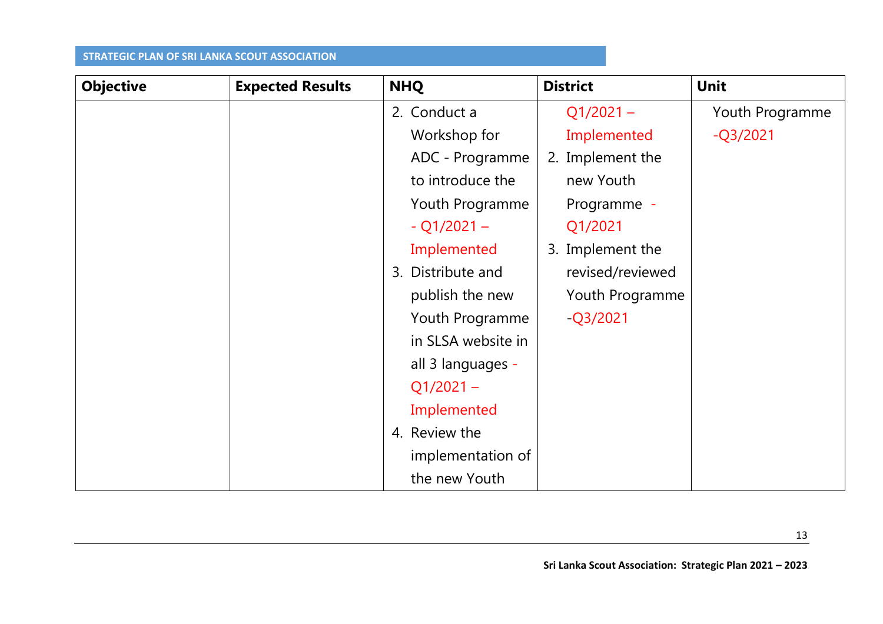| Objective | Expected Results | NHQ | District | Unit |
|---|---|---|---|---|
| | | 2. Conduct a Workshop for ADC - Programme to introduce the Youth Programme - Q1/2021 – Implemented<br>3. Distribute and publish the new Youth Programme in SLSA website in all 3 languages - Q1/2021 – Implemented<br>4. Review the implementation of the new Youth | Q1/2021 – Implemented<br>2. Implement the new Youth Programme - Q1/2021<br>3. Implement the revised/reviewed Youth Programme -Q3/2021 | Youth Programme -Q3/2021 |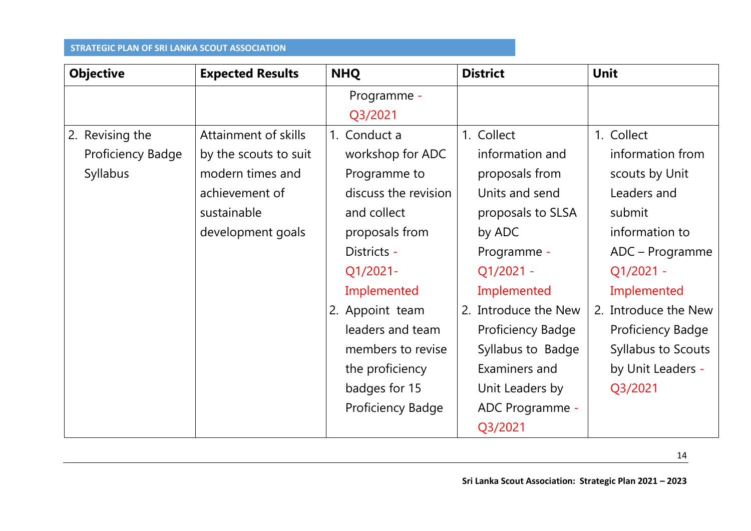| Objective | Expected Results | NHQ | District | Unit |
|---|---|---|---|---|
| | | Programme - Q3/2021 | | |
| 2. Revising the Proficiency Badge Syllabus | Attainment of skills by the scouts to suit modern times and achievement of sustainable development goals | 1. Conduct a workshop for ADC Programme to discuss the revision and collect proposals from Districts - Q1/2021- Implemented<br>2. Appoint team leaders and team members to revise the proficiency badges for 15 Proficiency Badge | 1. Collect information and proposals from Units and send proposals to SLSA by ADC Programme - Q1/2021 - Implemented<br>2. Introduce the New Proficiency Badge Syllabus to Badge Examiners and Unit Leaders by ADC Programme - Q3/2021 | 1. Collect information from scouts by Unit Leaders and submit information to ADC – Programme Q1/2021 - Implemented<br>2. Introduce the New Proficiency Badge Syllabus to Scouts by Unit Leaders - Q3/2021 |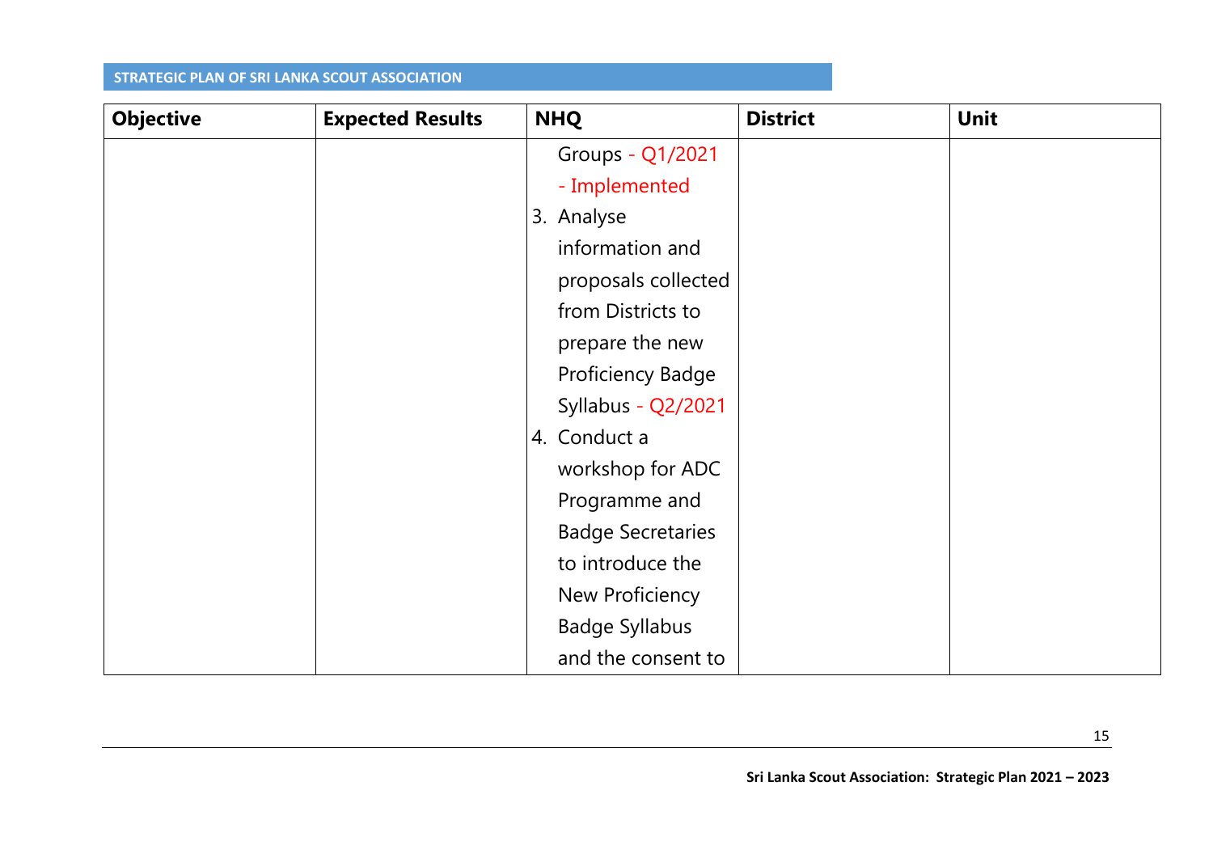| Objective | Expected Results | NHQ | District | Unit |
| --- | --- | --- | --- | --- |
| | | Groups - Q1/2021 - Implemented<br>3. Analyse information and proposals collected from Districts to prepare the new Proficiency Badge Syllabus - Q2/2021<br>4. Conduct a workshop for ADC Programme and Badge Secretaries to introduce the New Proficiency Badge Syllabus and the consent to | | |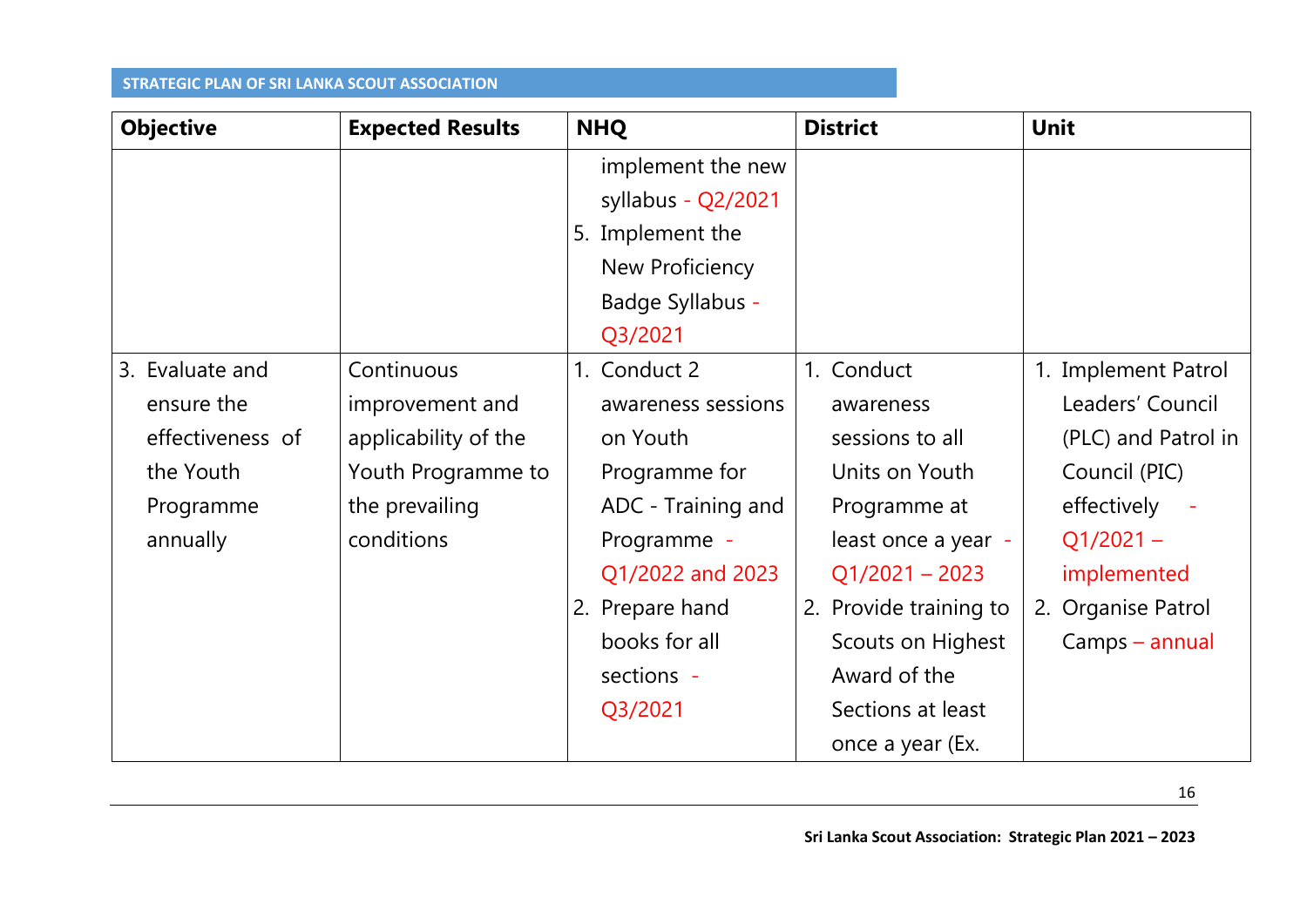| Objective | Expected Results | NHQ | District | Unit |
|---|---|---|---|---|
| | | implement the new syllabus - Q2/2021<br>5. Implement the New Proficiency Badge Syllabus - Q3/2021 | | |
| 3. Evaluate and ensure the effectiveness of the Youth Programme annually | Continuous improvement and applicability of the Youth Programme to the prevailing conditions | 1. Conduct 2 awareness sessions on Youth Programme for ADC - Training and Programme - Q1/2022 and 2023<br>2. Prepare hand books for all sections - Q3/2021 | 1. Conduct awareness sessions to all Units on Youth Programme at least once a year - Q1/2021 – 2023<br>2. Provide training to Scouts on Highest Award of the Sections at least once a year (Ex. | 1. Implement Patrol Leaders' Council (PLC) and Patrol in Council (PIC) effectively - Q1/2021 – implemented<br>2. Organise Patrol Camps – annual |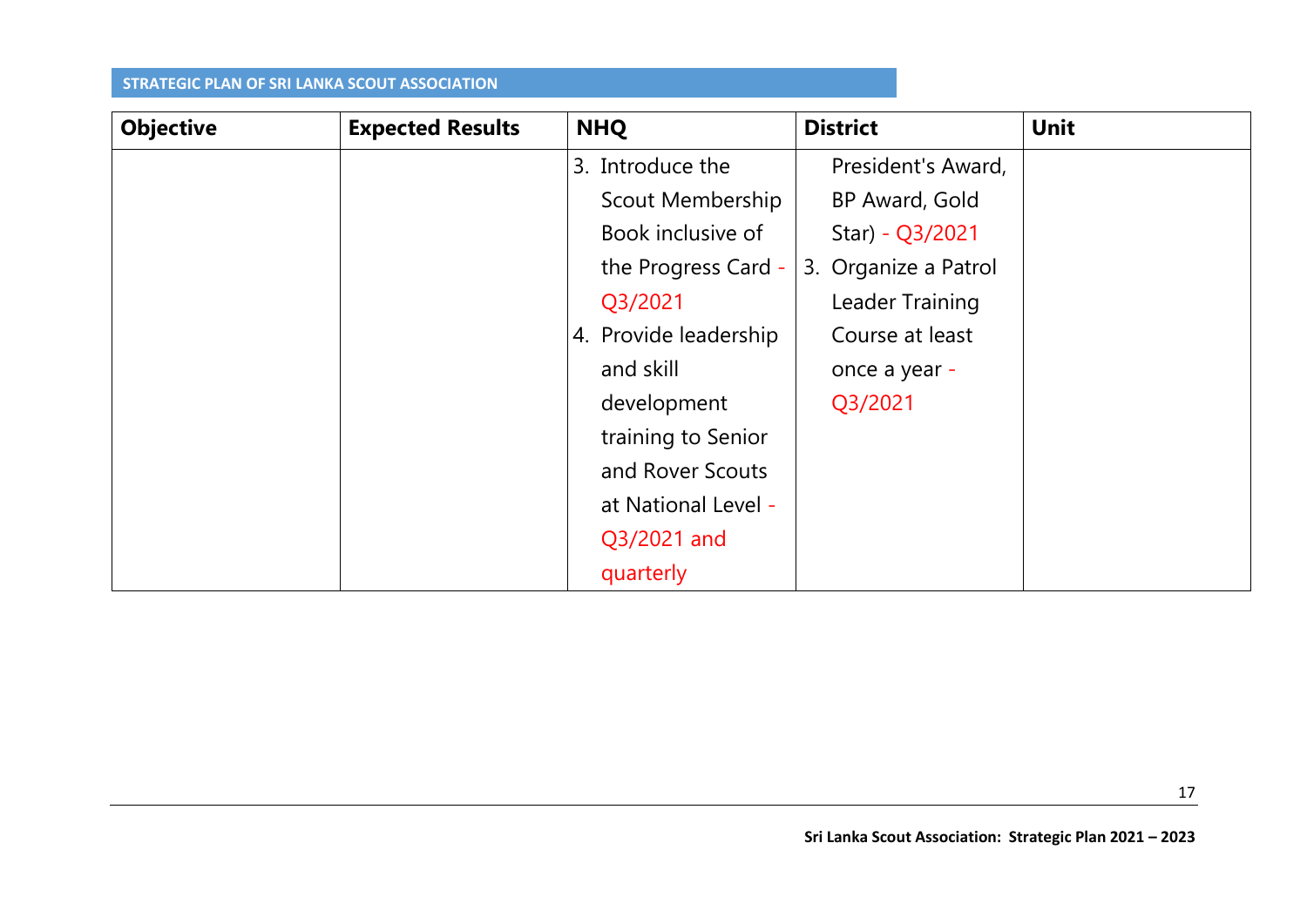| Objective | Expected Results | NHQ | District | Unit |
|---|---|---|---|---|
| | | 3. Introduce the Scout Membership Book inclusive of the Progress Card - Q3/2021<br>4. Provide leadership and skill development training to Senior and Rover Scouts at National Level - Q3/2021 and quarterly | President's Award, BP Award, Gold Star) - Q3/2021<br>3. Organize a Patrol Leader Training Course at least once a year - Q3/2021 | |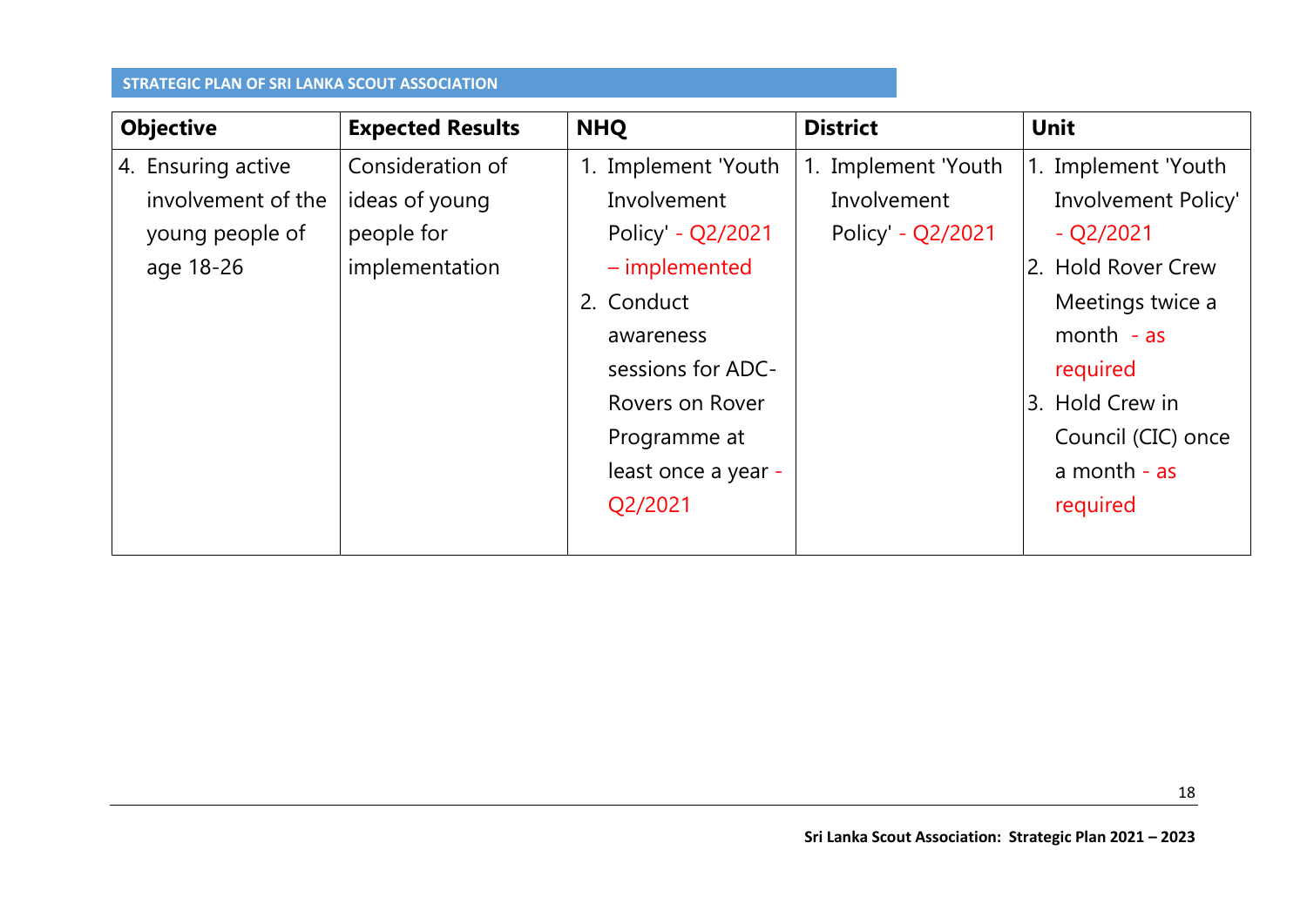| Objective | Expected Results | NHQ | District | Unit |
|---|---|---|---|---|
| 4. Ensuring active involvement of the young people of age 18-26 | Consideration of ideas of young people for implementation | 1. Implement 'Youth Involvement Policy' - Q2/2021 – implemented<br>2. Conduct awareness sessions for ADC-Rovers on Rover Programme at least once a year - Q2/2021 | 1. Implement 'Youth Involvement Policy' - Q2/2021 | 1. Implement 'Youth Involvement Policy' - Q2/2021<br>2. Hold Rover Crew Meetings twice a month - as required<br>3. Hold Crew in Council (CIC) once a month - as required |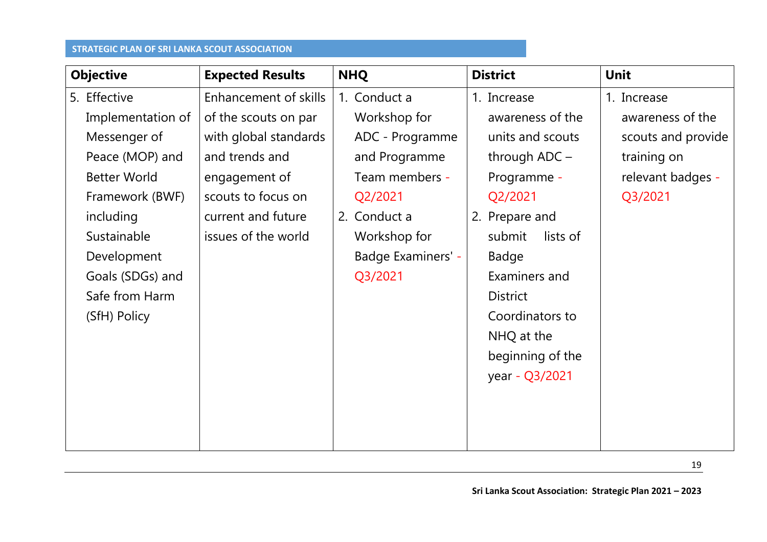| Objective | Expected Results | NHQ | District | Unit |
|---|---|---|---|---|
| 5. Effective Implementation of Messenger of Peace (MOP) and Better World Framework (BWF) including Sustainable Development Goals (SDGs) and Safe from Harm (SfH) Policy | Enhancement of skills of the scouts on par with global standards and trends and engagement of scouts to focus on current and future issues of the world | 1. Conduct a Workshop for ADC - Programme and Programme Team members - Q2/2021<br>2. Conduct a Workshop for Badge Examiners' - Q3/2021 | 1. Increase awareness of the units and scouts through ADC – Programme - Q2/2021<br>2. Prepare and submit lists of Badge Examiners and District Coordinators to NHQ at the beginning of the year - Q3/2021 | 1. Increase awareness of the scouts and provide training on relevant badges - Q3/2021 |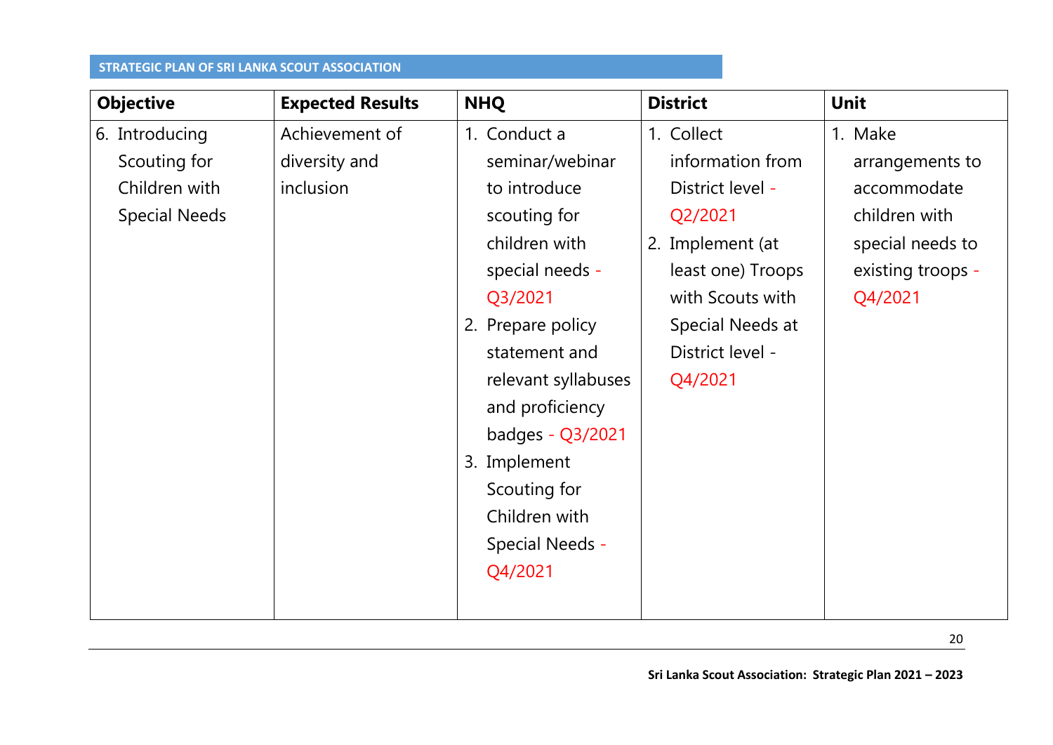| Objective | Expected Results | NHQ | District | Unit |
|---|---|---|---|---|
| 6. Introducing Scouting for Children with Special Needs | Achievement of diversity and inclusion | 1. Conduct a seminar/webinar to introduce scouting for children with special needs - Q3/2021<br>2. Prepare policy statement and relevant syllabuses and proficiency badges - Q3/2021<br>3. Implement Scouting for Children with Special Needs - Q4/2021 | 1. Collect information from District level - Q2/2021<br>2. Implement (at least one) Troops with Scouts with Special Needs at District level - Q4/2021 | 1. Make arrangements to accommodate children with special needs to existing troops - Q4/2021 |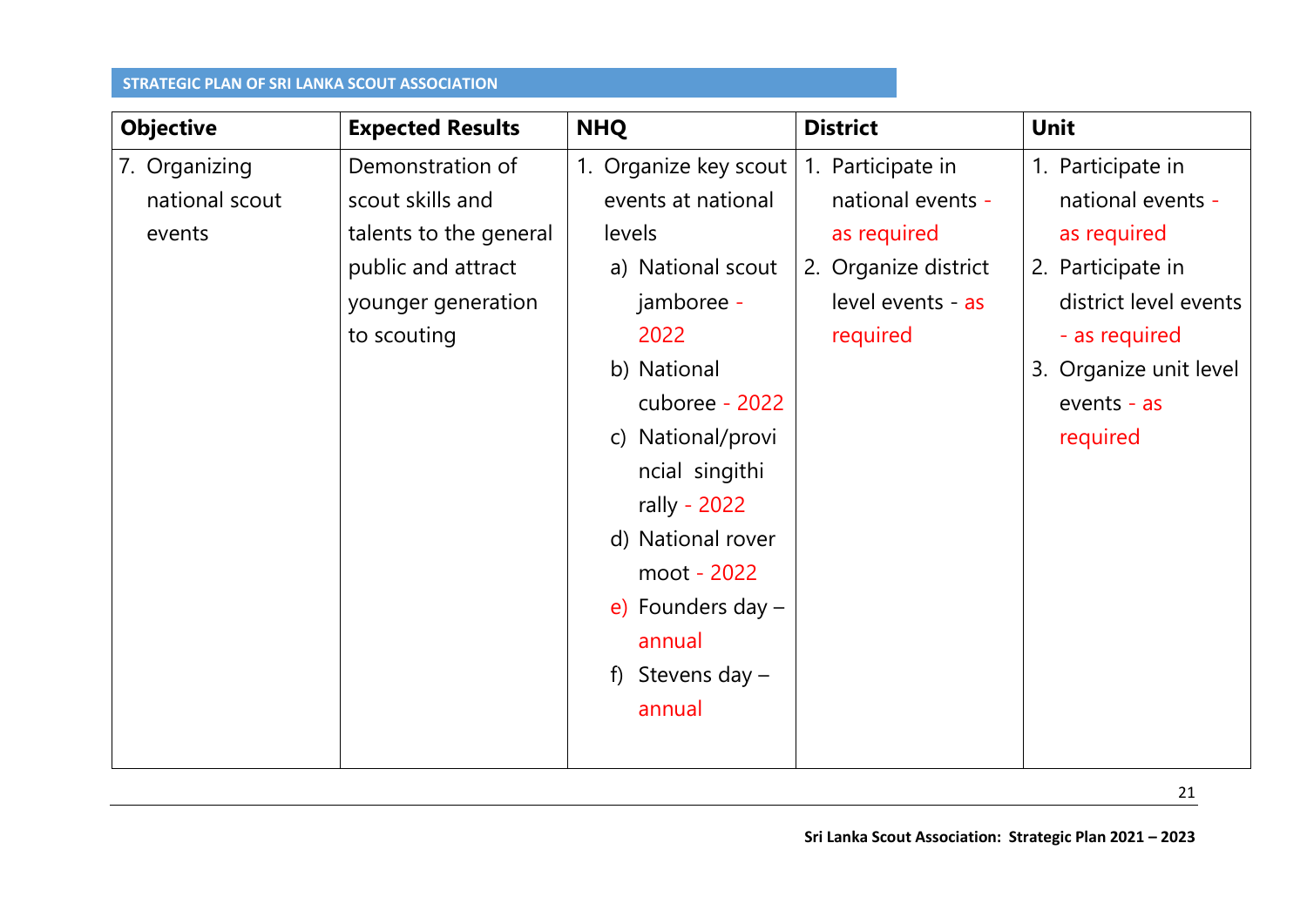| Objective | Expected Results | NHQ | District | Unit |
|---|---|---|---|---|
| 7. Organizing national scout events | Demonstration of scout skills and talents to the general public and attract younger generation to scouting | 1. Organize key scout events at national levels<br>a) National scout jamboree - 2022<br>b) National cuboree - 2022<br>c) National/provincial singithi rally - 2022<br>d) National rover moot - 2022<br>e) Founders day – annual<br>f) Stevens day – annual | 1. Participate in national events - as required<br>2. Organize district level events - as required | 1. Participate in national events - as required<br>2. Participate in district level events - as required<br>3. Organize unit level events - as required |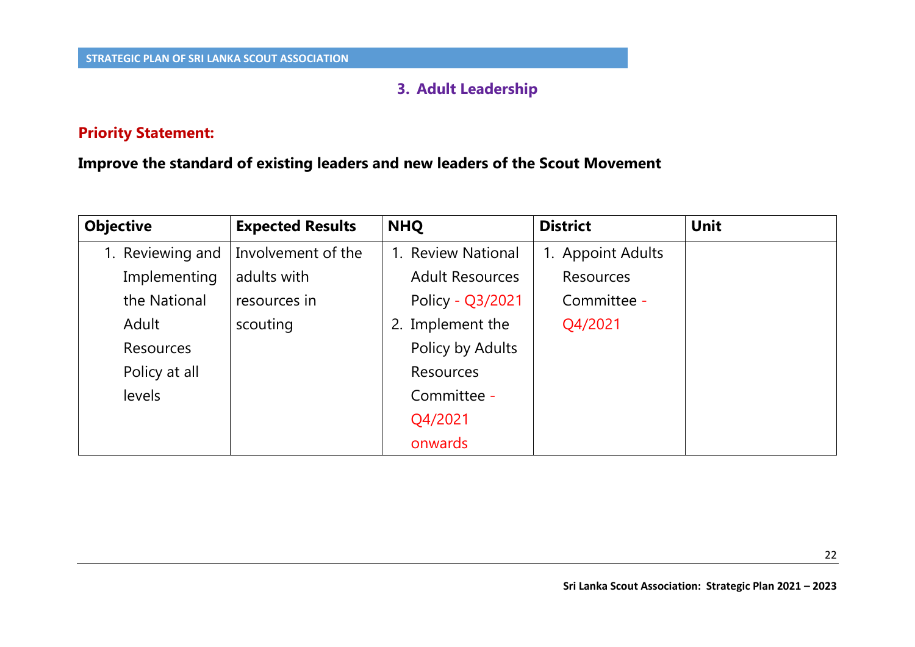## 3. Adult Leadership

**Priority Statement:**

**Improve the standard of existing leaders and new leaders of the Scout Movement**

| Objective | Expected Results | NHQ | District | Unit |
|---|---|---|---|---|
| 1. Reviewing and Implementing the National Adult Resources Policy at all levels | Involvement of the adults with resources in scouting | 1. Review National Adult Resources Policy - Q3/2021<br>2. Implement the Policy by Adults Resources Committee - Q4/2021 onwards | 1. Appoint Adults Resources Committee - Q4/2021 | |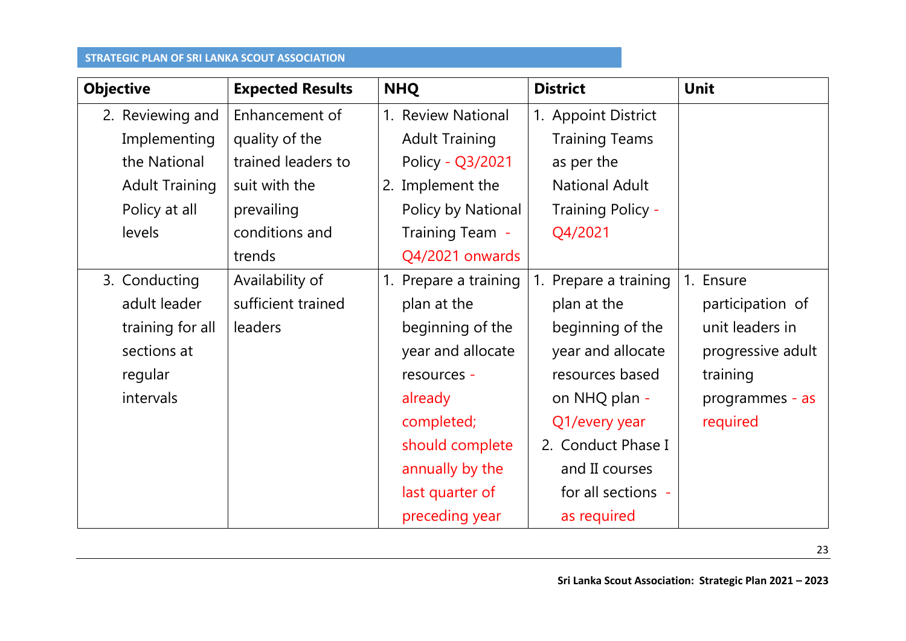| Objective | Expected Results | NHQ | District | Unit |
|---|---|---|---|---|
| 2. Reviewing and Implementing the National Adult Training Policy at all levels | Enhancement of quality of the trained leaders to suit with the prevailing conditions and trends | 1. Review National Adult Training Policy - Q3/2021<br>2. Implement the Policy by National Training Team - Q4/2021 onwards | 1. Appoint District Training Teams as per the National Adult Training Policy - Q4/2021 | |
| 3. Conducting adult leader training for all sections at regular intervals | Availability of sufficient trained leaders | 1. Prepare a training plan at the beginning of the year and allocate resources - already completed; should complete annually by the last quarter of preceding year | 1. Prepare a training plan at the beginning of the year and allocate resources based on NHQ plan - Q1/every year<br>2. Conduct Phase I and II courses for all sections - as required | 1. Ensure participation of unit leaders in progressive adult training programmes - as required |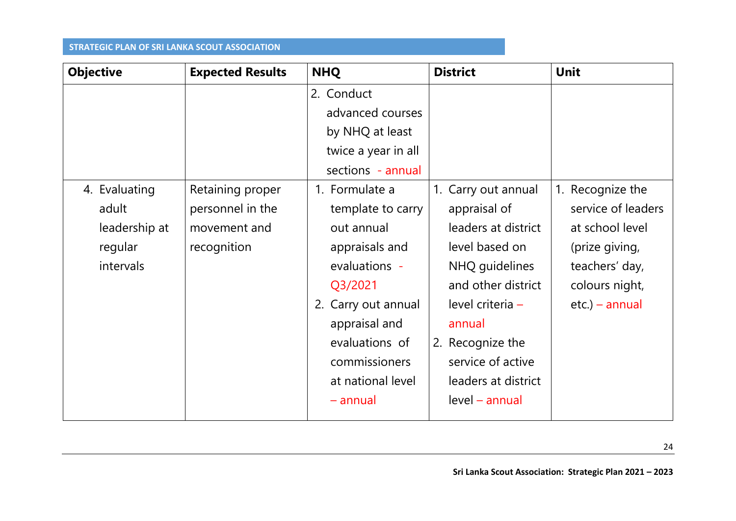| Objective | Expected Results | NHQ | District | Unit |
|---|---|---|---|---|
| | | 2. Conduct advanced courses by NHQ at least twice a year in all sections - annual | | |
| 4. Evaluating adult leadership at regular intervals | Retaining proper personnel in the movement and recognition | 1. Formulate a template to carry out annual appraisals and evaluations - Q3/2021<br>2. Carry out annual appraisal and evaluations of commissioners at national level – annual | 1. Carry out annual appraisal of leaders at district level based on NHQ guidelines and other district level criteria – annual<br>2. Recognize the service of active leaders at district level – annual | 1. Recognize the service of leaders at school level (prize giving, teachers' day, colours night, etc.) – annual |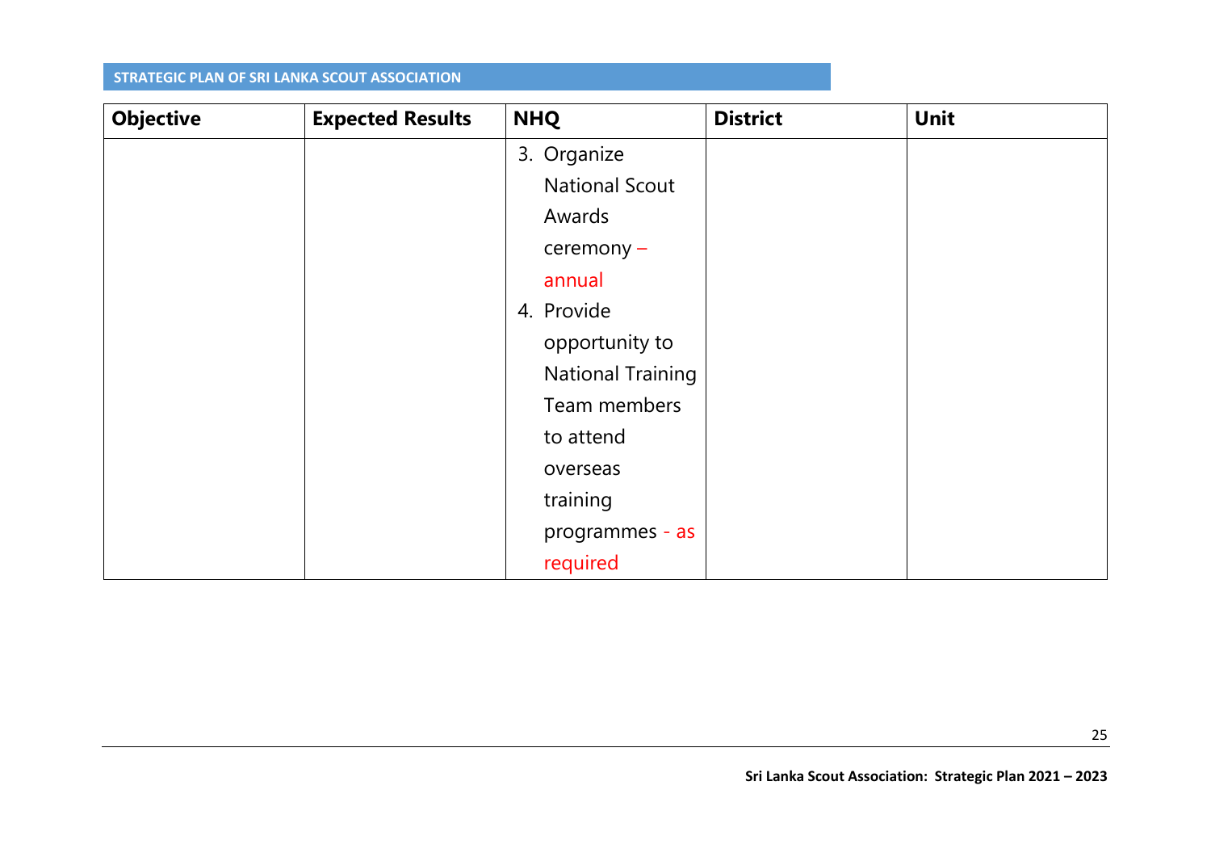| Objective | Expected Results | NHQ | District | Unit |
|---|---|---|---|---|
| | | 3. Organize National Scout Awards ceremony – annual<br>4. Provide opportunity to National Training Team members to attend overseas training programmes - as required | | |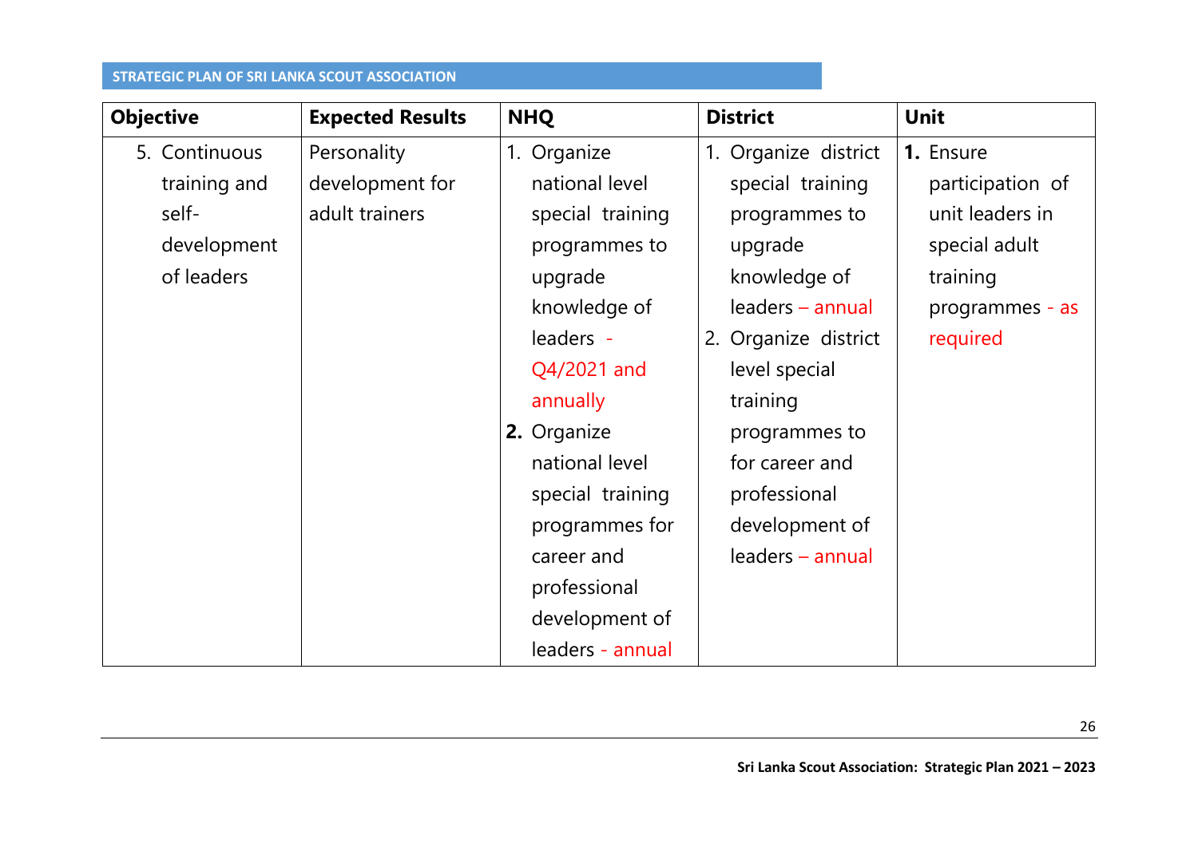| Objective | Expected Results | NHQ | District | Unit |
|---|---|---|---|---|
| 5. Continuous training and self-development of leaders | Personality development for adult trainers | 1. Organize national level special training programmes to upgrade knowledge of leaders - Q4/2021 and annually<br>**2.** Organize national level special training programmes for career and professional development of leaders - annual | 1. Organize district special training programmes to upgrade knowledge of leaders – annual<br>2. Organize district level special training programmes to for career and professional development of leaders – annual | **1.** Ensure participation of unit leaders in special adult training programmes - as required |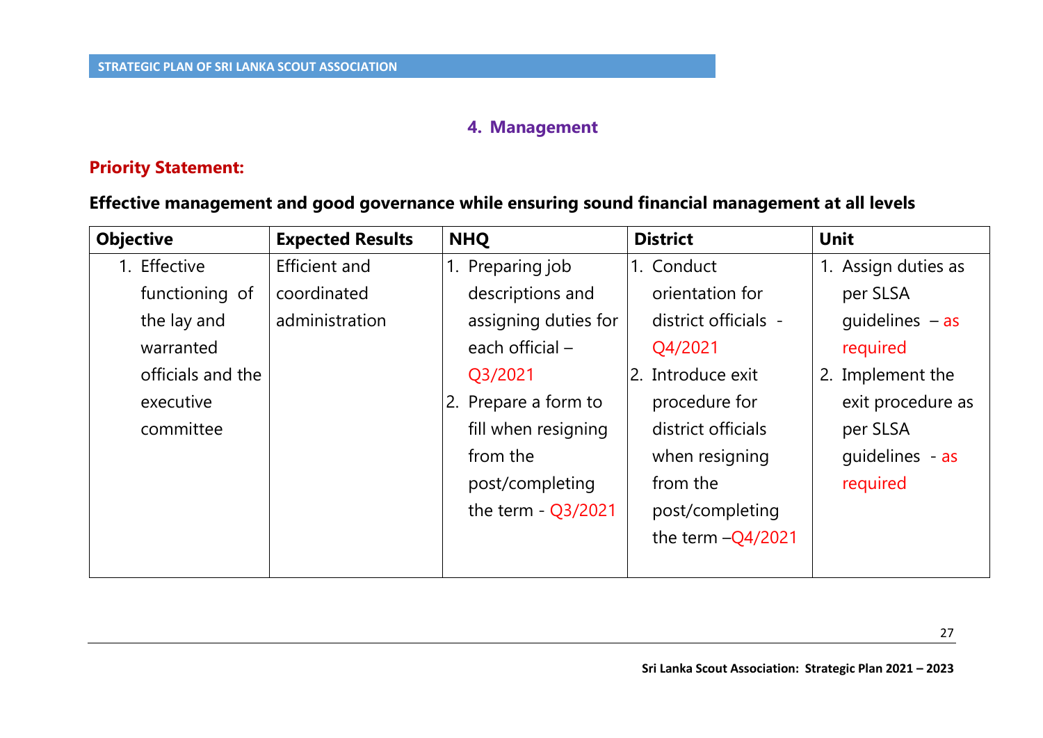## 4. Management

**Priority Statement:**

**Effective management and good governance while ensuring sound financial management at all levels**

| Objective | Expected Results | NHQ | District | Unit |
|---|---|---|---|---|
| 1. Effective functioning of the lay and warranted officials and the executive committee | Efficient and coordinated administration | 1. Preparing job descriptions and assigning duties for each official – Q3/2021<br>2. Prepare a form to fill when resigning from the post/completing the term - Q3/2021 | 1. Conduct orientation for district officials - Q4/2021<br>2. Introduce exit procedure for district officials when resigning from the post/completing the term –Q4/2021 | 1. Assign duties as per SLSA guidelines – as required<br>2. Implement the exit procedure as per SLSA guidelines - as required |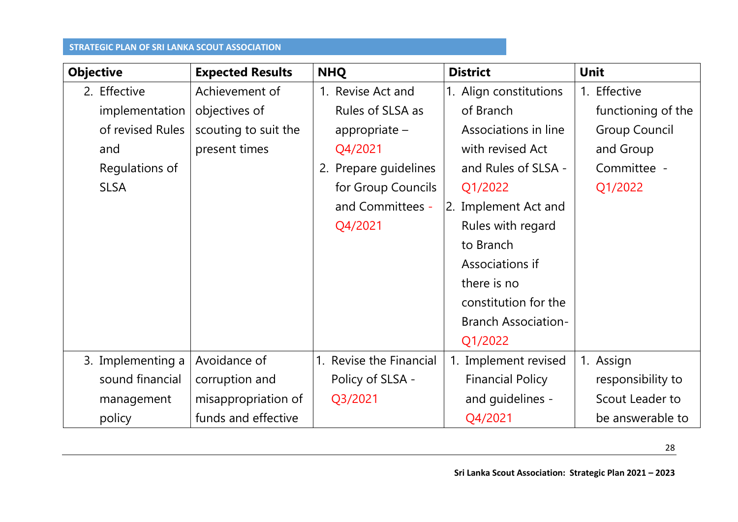**STRATEGIC PLAN OF SRI LANKA SCOUT ASSOCIATION**

| Objective | Expected Results | NHQ | District | Unit |
|---|---|---|---|---|
| 2. Effective implementation of revised Rules and Regulations of SLSA | Achievement of objectives of scouting to suit the present times | 1. Revise Act and Rules of SLSA as appropriate – Q4/2021<br>2. Prepare guidelines for Group Councils and Committees - Q4/2021 | 1. Align constitutions of Branch Associations in line with revised Act and Rules of SLSA - Q1/2022<br>2. Implement Act and Rules with regard to Branch Associations if there is no constitution for the Branch Association- Q1/2022 | 1. Effective functioning of the Group Council and Group Committee - Q1/2022 |
| 3. Implementing a sound financial management policy | Avoidance of corruption and misappropriation of funds and effective | 1. Revise the Financial Policy of SLSA - Q3/2021 | 1. Implement revised Financial Policy and guidelines - Q4/2021 | 1. Assign responsibility to Scout Leader to be answerable to |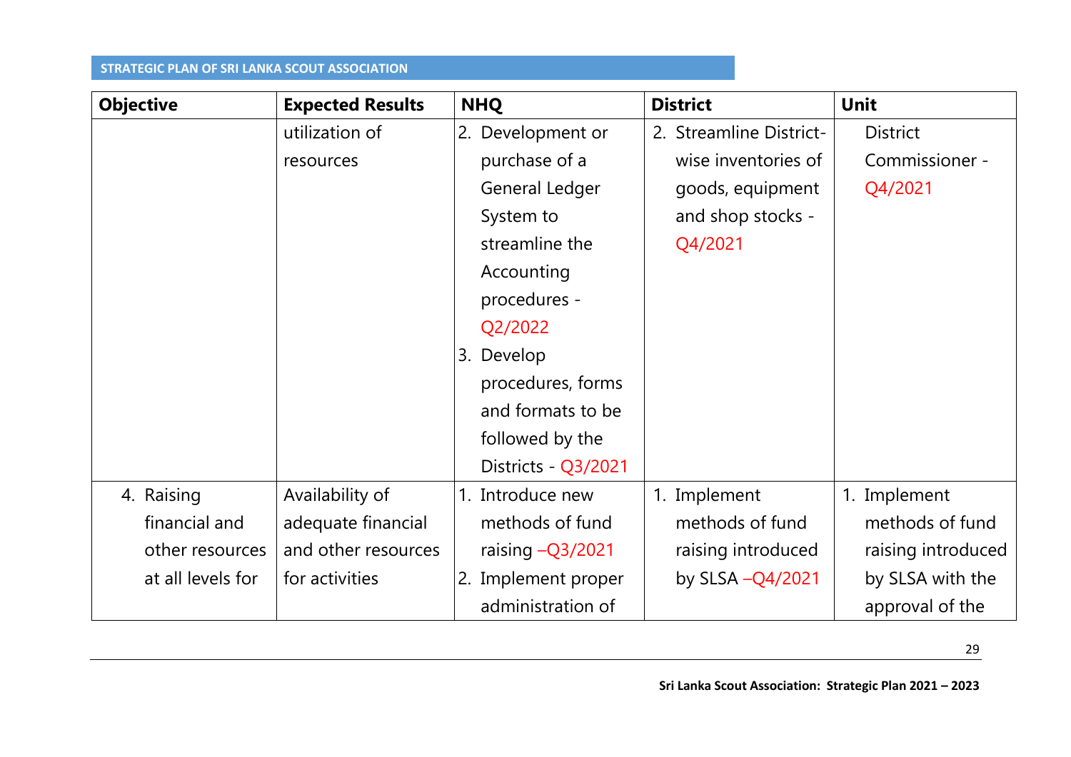| Objective | Expected Results | NHQ | District | Unit |
|---|---|---|---|---|
| | utilization of resources | 2. Development or purchase of a General Ledger System to streamline the Accounting procedures - Q2/2022<br>3. Develop procedures, forms and formats to be followed by the Districts - Q3/2021 | 2. Streamline District-wise inventories of goods, equipment and shop stocks - Q4/2021 | District Commissioner - Q4/2021 |
| 4. Raising financial and other resources at all levels for | Availability of adequate financial and other resources for activities | 1. Introduce new methods of fund raising –Q3/2021<br>2. Implement proper administration of | 1. Implement methods of fund raising introduced by SLSA –Q4/2021 | 1. Implement methods of fund raising introduced by SLSA with the approval of the |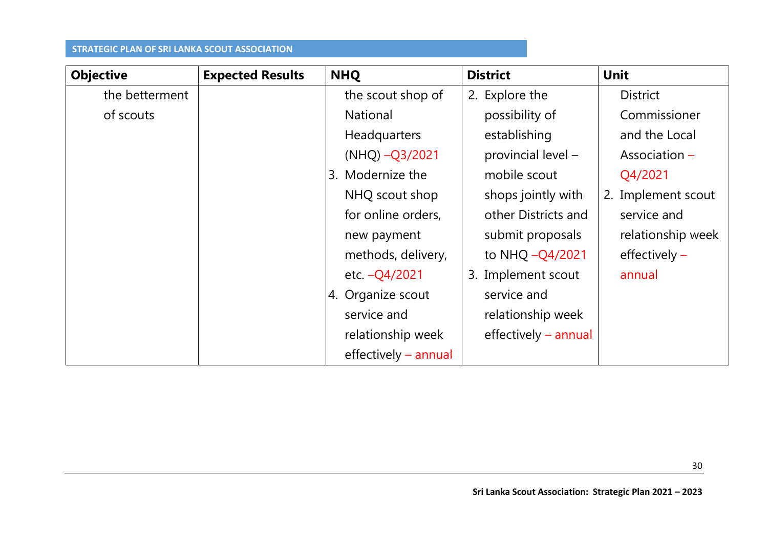| Objective | Expected Results | NHQ | District | Unit |
|---|---|---|---|---|
| the betterment of scouts | | the scout shop of National Headquarters (NHQ) –Q3/2021<br>3. Modernize the NHQ scout shop for online orders, new payment methods, delivery, etc. –Q4/2021<br>4. Organize scout service and relationship week effectively – annual | 2. Explore the possibility of establishing provincial level – mobile scout shops jointly with other Districts and submit proposals to NHQ –Q4/2021<br>3. Implement scout service and relationship week effectively – annual | District Commissioner and the Local Association – Q4/2021<br>2. Implement scout service and relationship week effectively – annual |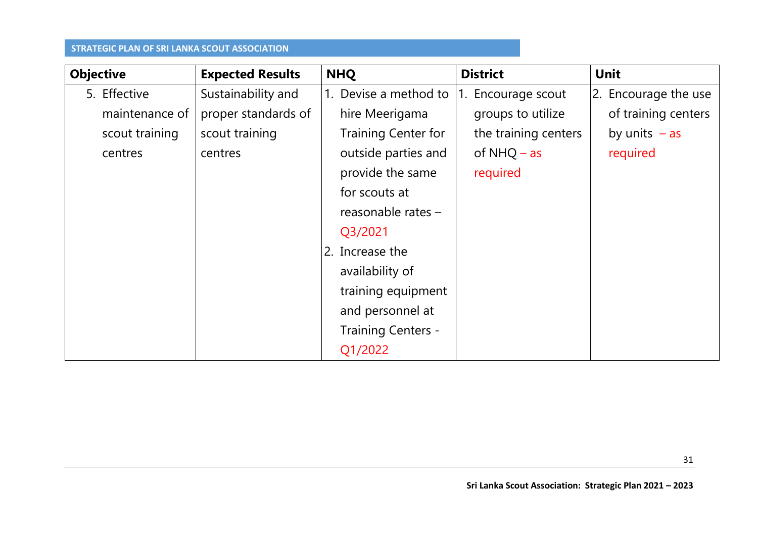| Objective | Expected Results | NHQ | District | Unit |
|---|---|---|---|---|
| 5. Effective maintenance of scout training centres | Sustainability and proper standards of scout training centres | 1. Devise a method to hire Meerigama Training Center for outside parties and provide the same for scouts at reasonable rates – Q3/2021<br>2. Increase the availability of training equipment and personnel at Training Centers - Q1/2022 | 1. Encourage scout groups to utilize the training centers of NHQ – as required | 2. Encourage the use of training centers by units – as required |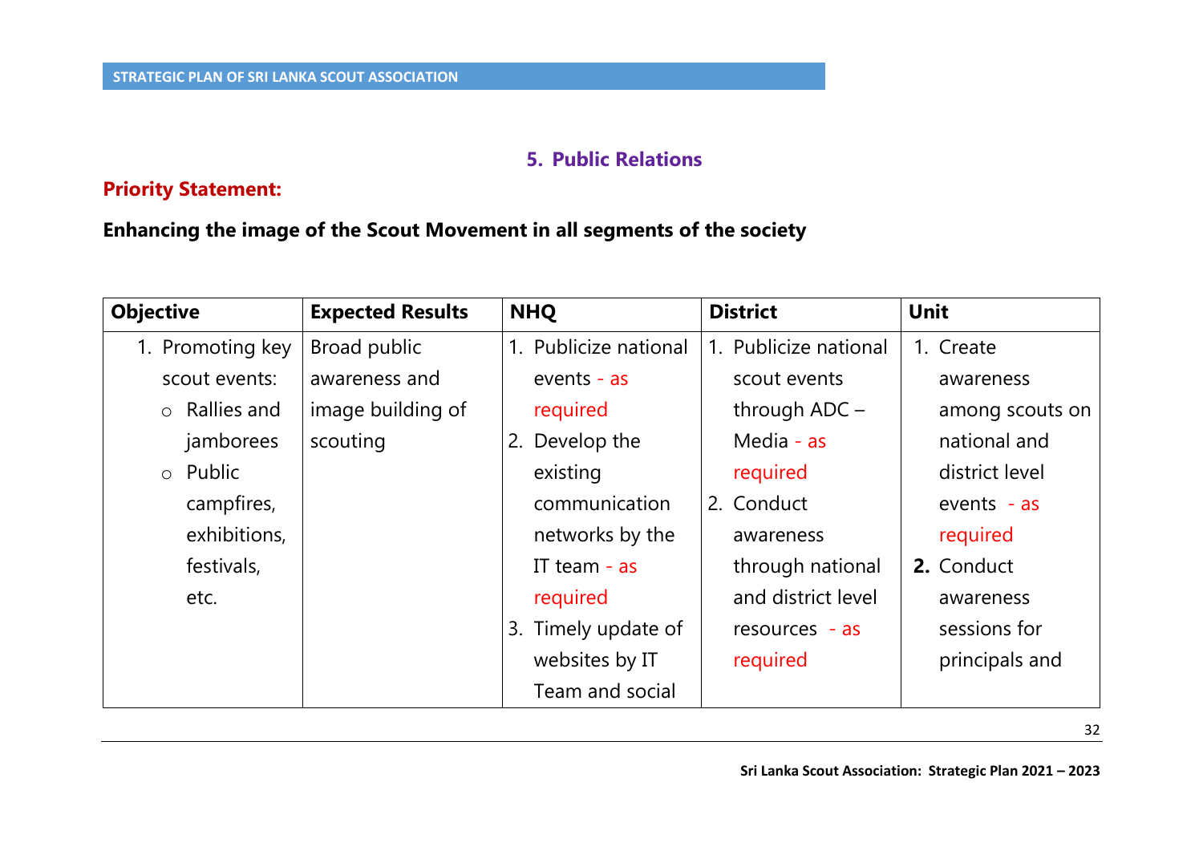## 5. Public Relations

**Priority Statement:**

**Enhancing the image of the Scout Movement in all segments of the society**

| Objective | Expected Results | NHQ | District | Unit |
|---|---|---|---|---|
| 1. Promoting key scout events:<br>○ Rallies and jamborees<br>○ Public campfires, exhibitions, festivals, etc. | Broad public awareness and image building of scouting | 1. Publicize national events - as required<br>2. Develop the existing communication networks by the IT team - as required<br>3. Timely update of websites by IT Team and social | 1. Publicize national scout events through ADC – Media - as required<br>2. Conduct awareness through national and district level resources - as required | 1. Create awareness among scouts on national and district level events - as required<br>**2.** Conduct awareness sessions for principals and |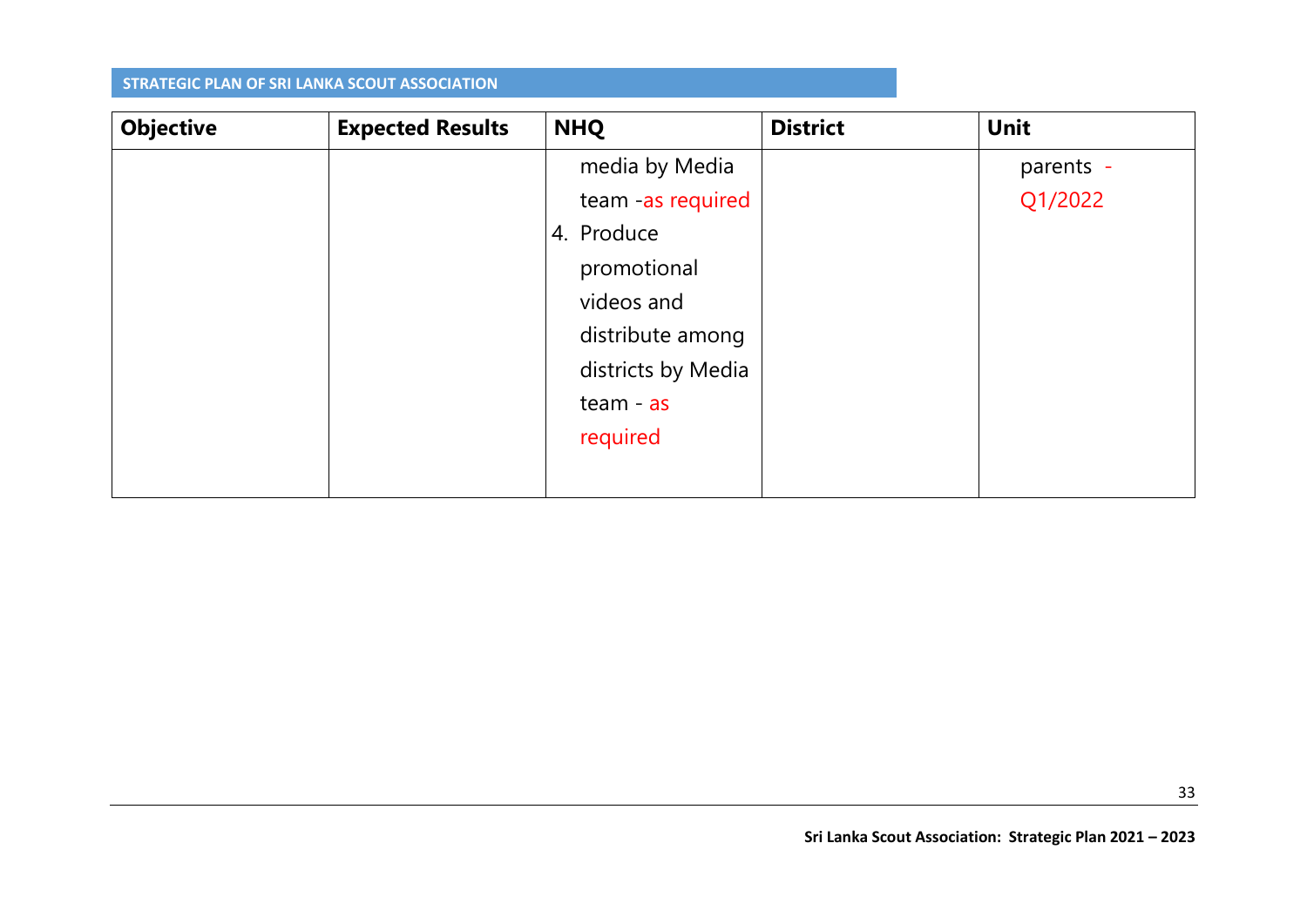| Objective | Expected Results | NHQ | District | Unit |
|---|---|---|---|---|
| | | media by Media team -as required<br>4. Produce promotional videos and distribute among districts by Media team - as required | | parents - Q1/2022 |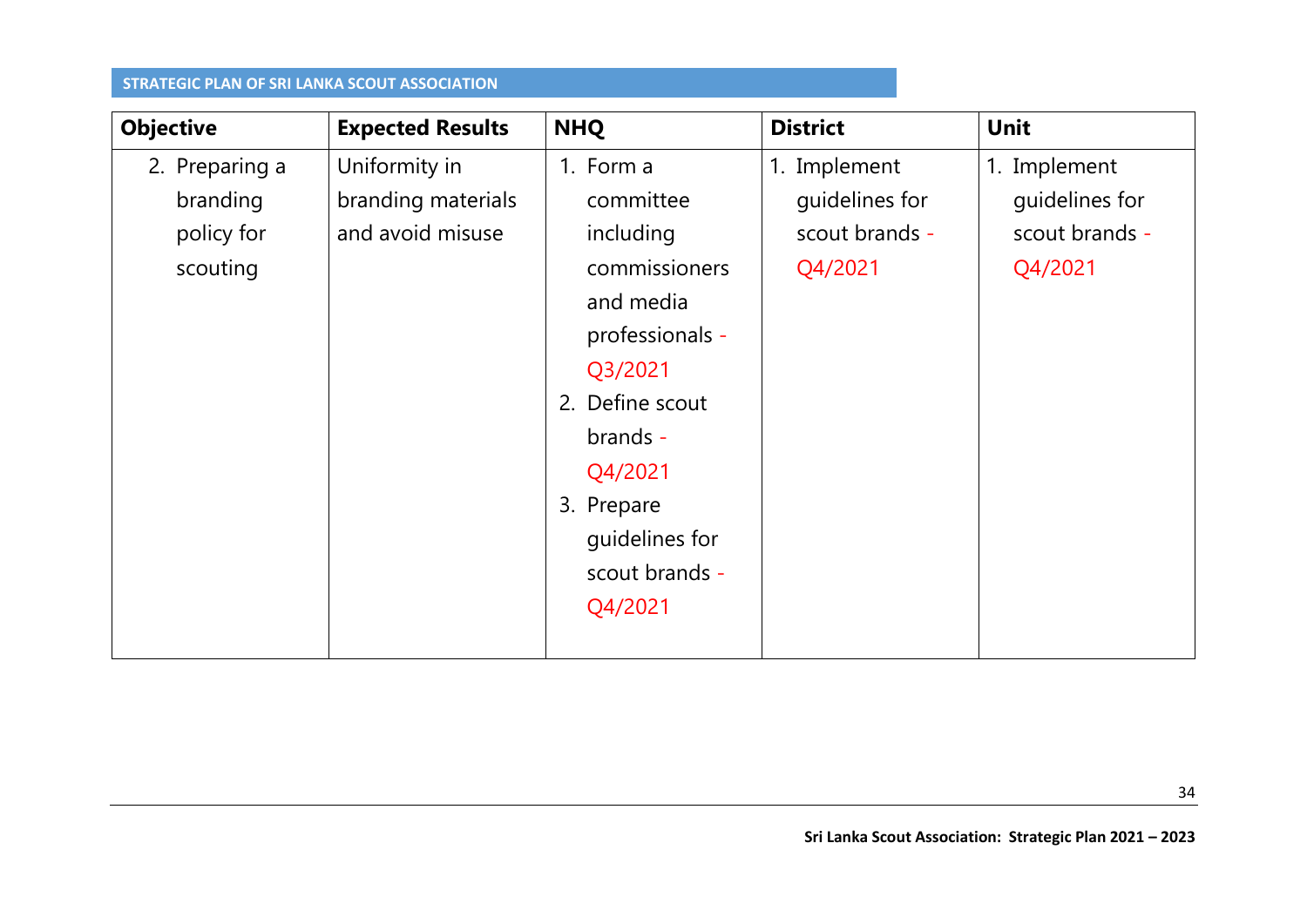| Objective | Expected Results | NHQ | District | Unit |
|---|---|---|---|---|
| 2. Preparing a branding policy for scouting | Uniformity in branding materials and avoid misuse | 1. Form a committee including commissioners and media professionals - Q3/2021<br>2. Define scout brands - Q4/2021<br>3. Prepare guidelines for scout brands - Q4/2021 | 1. Implement guidelines for scout brands - Q4/2021 | 1. Implement guidelines for scout brands - Q4/2021 |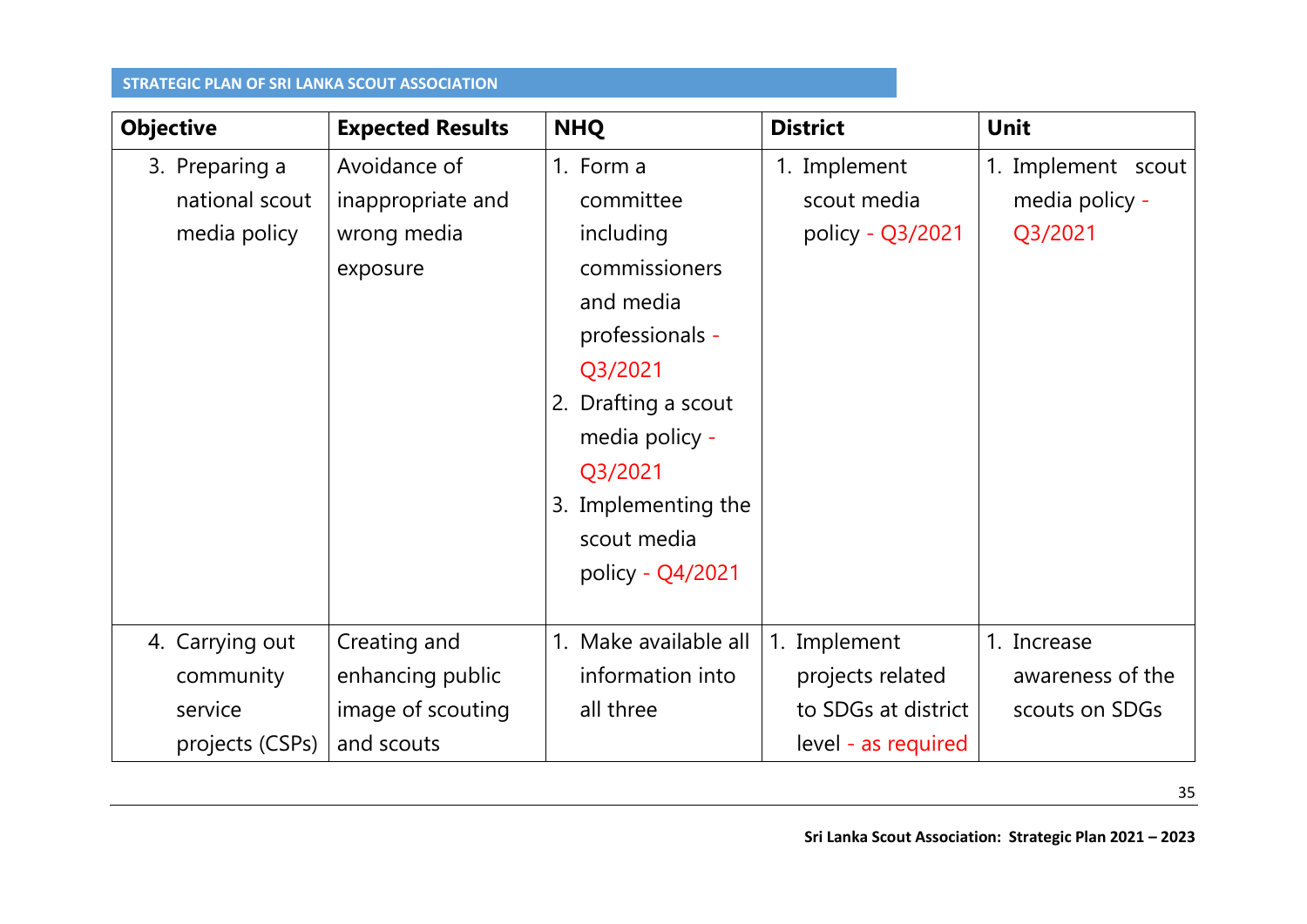| Objective | Expected Results | NHQ | District | Unit |
|---|---|---|---|---|
| 3. Preparing a national scout media policy | Avoidance of inappropriate and wrong media exposure | 1. Form a committee including commissioners and media professionals - Q3/2021<br>2. Drafting a scout media policy - Q3/2021<br>3. Implementing the scout media policy - Q4/2021 | 1. Implement scout media policy - Q3/2021 | 1. Implement scout media policy - Q3/2021 |
| 4. Carrying out community service projects (CSPs) | Creating and enhancing public image of scouting and scouts | 1. Make available all information into all three | 1. Implement projects related to SDGs at district level - as required | 1. Increase awareness of the scouts on SDGs |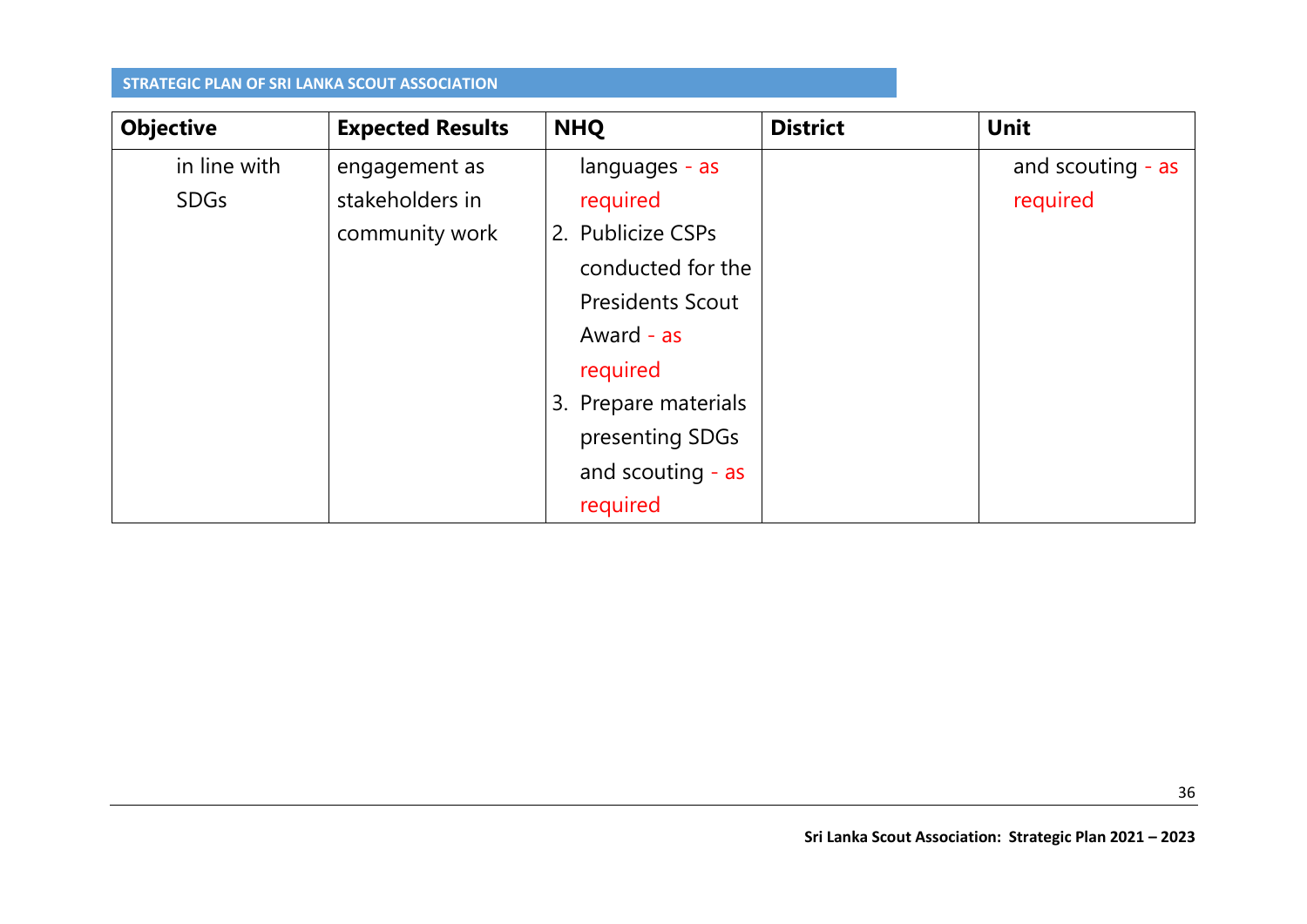| Objective | Expected Results | NHQ | District | Unit |
|---|---|---|---|---|
| in line with SDGs | engagement as stakeholders in community work | languages - as required<br>2. Publicize CSPs conducted for the Presidents Scout Award - as required<br>3. Prepare materials presenting SDGs and scouting - as required | | and scouting - as required |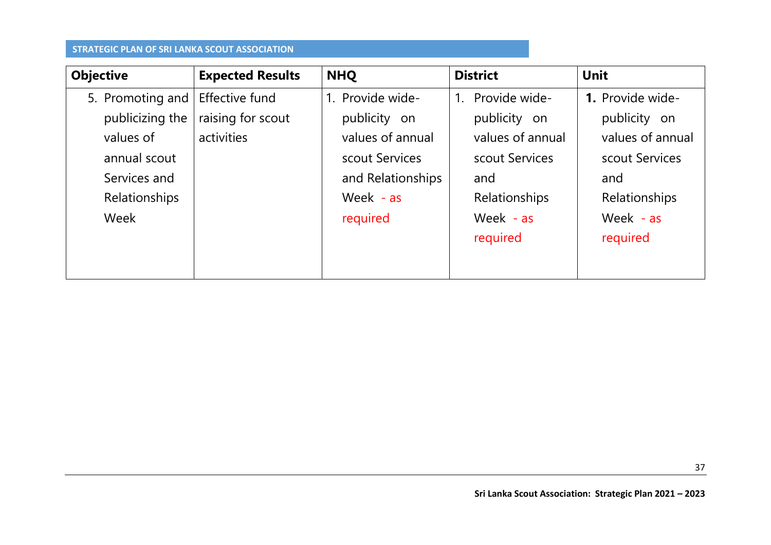| Objective | Expected Results | NHQ | District | Unit |
|---|---|---|---|---|
| 5. Promoting and publicizing the values of annual scout Services and Relationships Week | Effective fund raising for scout activities | 1. Provide wide-publicity on values of annual scout Services and Relationships Week - as required | 1. Provide wide-publicity on values of annual scout Services and Relationships Week - as required | **1.** Provide wide-publicity on values of annual scout Services and Relationships Week - as required |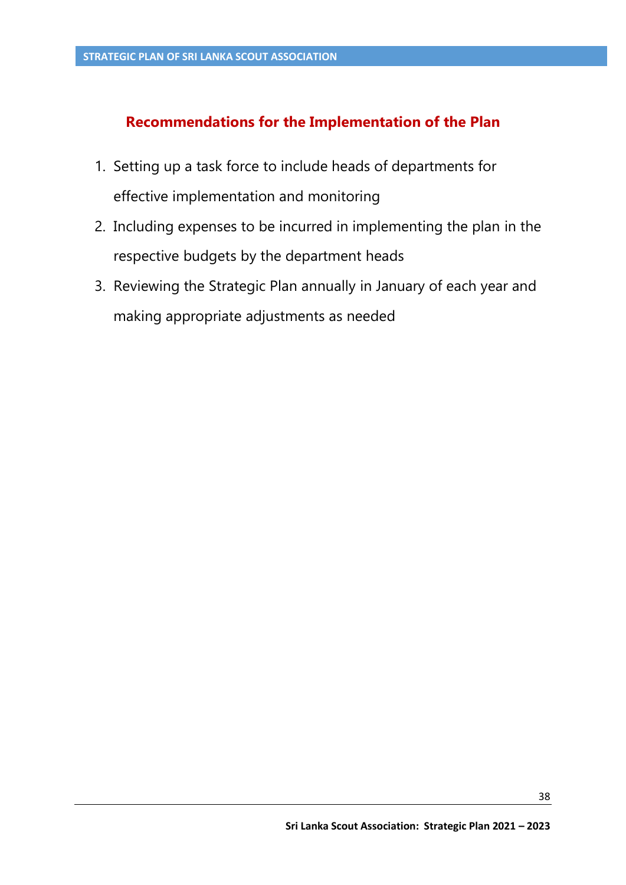## Recommendations for the Implementation of the Plan

1. Setting up a task force to include heads of departments for effective implementation and monitoring
2. Including expenses to be incurred in implementing the plan in the respective budgets by the department heads
3. Reviewing the Strategic Plan annually in January of each year and making appropriate adjustments as needed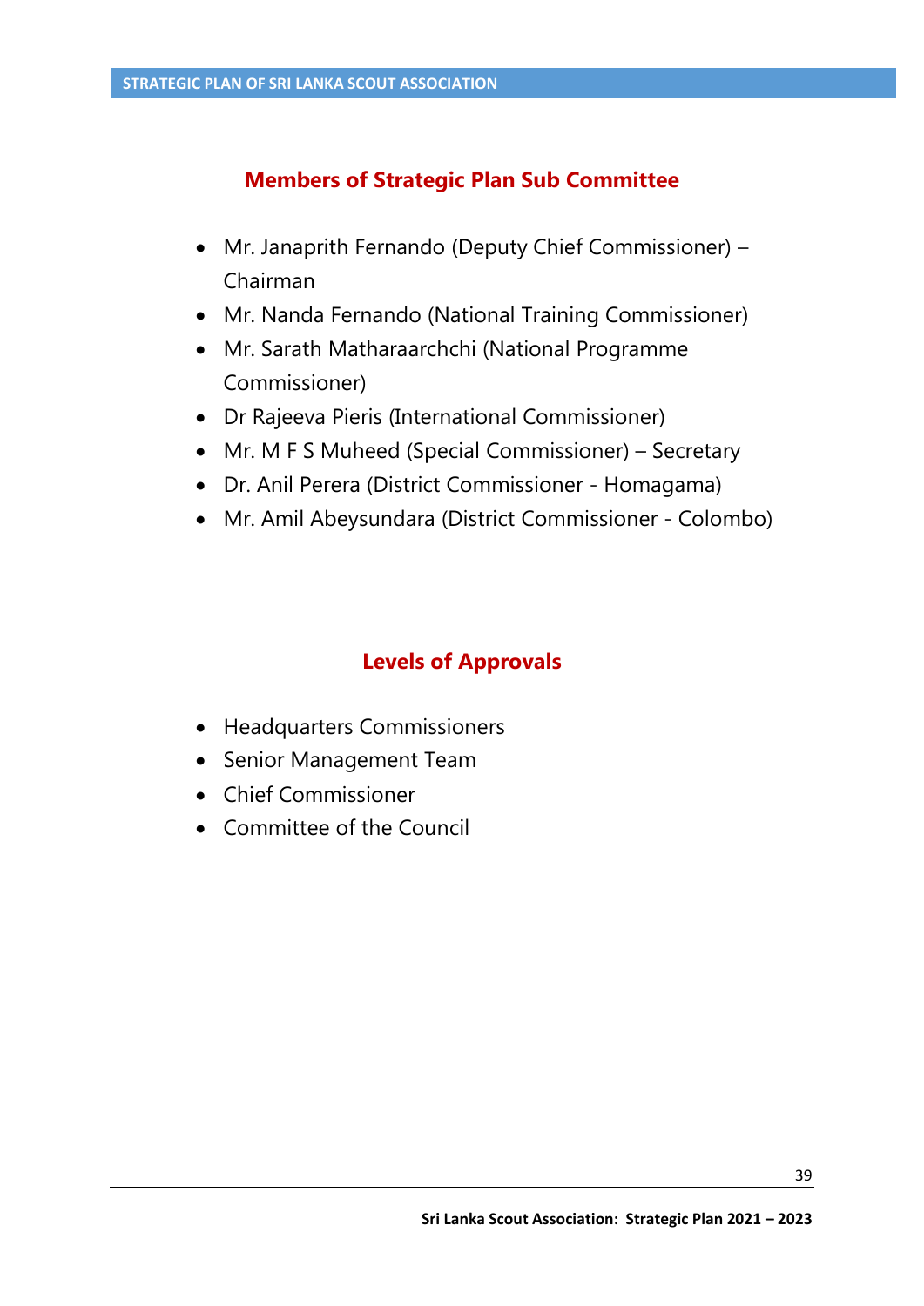## Members of Strategic Plan Sub Committee

- Mr. Janaprith Fernando (Deputy Chief Commissioner) – Chairman
- Mr. Nanda Fernando (National Training Commissioner)
- Mr. Sarath Matharaarchchi (National Programme Commissioner)
- Dr Rajeeva Pieris (International Commissioner)
- Mr. M F S Muheed (Special Commissioner) – Secretary
- Dr. Anil Perera (District Commissioner - Homagama)
- Mr. Amil Abeysundara (District Commissioner - Colombo)

## Levels of Approvals

- Headquarters Commissioners
- Senior Management Team
- Chief Commissioner
- Committee of the Council